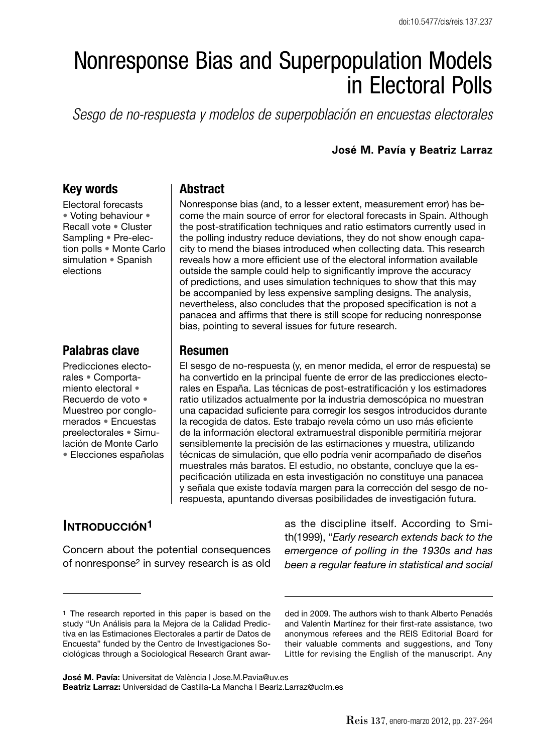doi:10.5477/cis/reis.137.237

# Nonresponse Bias and Superpopulation Models in Electoral Polls

*Sesgo de no-respuesta y modelos de superpoblación en encuestas electorales*

**José M. Pavía y Beatriz Larraz**

## Key words

Electoral forecasts • Voting behaviour • Recall vote • Cluster Sampling • Pre-election polls • Monte Carlo simulation • Spanish elections

## Abstract

Nonresponse bias (and, to a lesser extent, measurement error) has become the main source of error for electoral forecasts in Spain. Although the post-stratification techniques and ratio estimators currently used in the polling industry reduce deviations, they do not show enough capacity to mend the biases introduced when collecting data. This research reveals how a more efficient use of the electoral information available outside the sample could help to significantly improve the accuracy of predictions, and uses simulation techniques to show that this may be accompanied by less expensive sampling designs. The analysis, nevertheless, also concludes that the proposed specification is not a panacea and affirms that there is still scope for reducing nonresponse bias, pointing to several issues for future research.

## Palabras clave

Predicciones electorales • Comportamiento electoral • Recuerdo de voto • Muestreo por conglomerados • Encuestas preelectorales • Simulación de Monte Carlo • Elecciones españolas

## Resumen

El sesgo de no-respuesta (y, en menor medida, el error de respuesta) se ha convertido en la principal fuente de error de las predicciones electorales en España. Las técnicas de post-estratificación y los estimadores ratio utilizados actualmente por la industria demoscópica no muestran una capacidad suficiente para corregir los sesgos introducidos durante la recogida de datos. Este trabajo revela cómo un uso más eficiente de la información electoral extramuestral disponible permitiría mejorar sensiblemente la precisión de las estimaciones y muestra, utilizando técnicas de simulación, que ello podría venir acompañado de diseños muestrales más baratos. El estudio, no obstante, concluye que la especificación utilizada en esta investigación no constituye una panacea y señala que existe todavía margen para la corrección del sesgo de no-respuesta, apuntando diversas posibilidades de investigación futura.

## Introducción[1]

Concern about the potential consequences of nonresponse[2] in survey research is as old as the discipline itself. According to Smith(1999), "*Early research extends back to the emergence of polling in the 1930s and has been a regular feature in statistical and social*

[1] The research reported in this paper is based on the study "Un Análisis para la Mejora de la Calidad Predictiva en las Estimaciones Electorales a partir de Datos de Encuesta" funded by the Centro de Investigaciones Sociológicas through a Sociological Research Grant awarded in 2009. The authors wish to thank Alberto Penadés and Valentín Martínez for their first-rate assistance, two anonymous referees and the REIS Editorial Board for their valuable comments and suggestions, and Tony Little for revising the English of the manuscript. Any

**José M. Pavía:** Universitat de València | Jose.M.Pavia@uv.es
**Beatriz Larraz:** Universidad de Castilla-La Mancha | Beariz.Larraz@uclm.es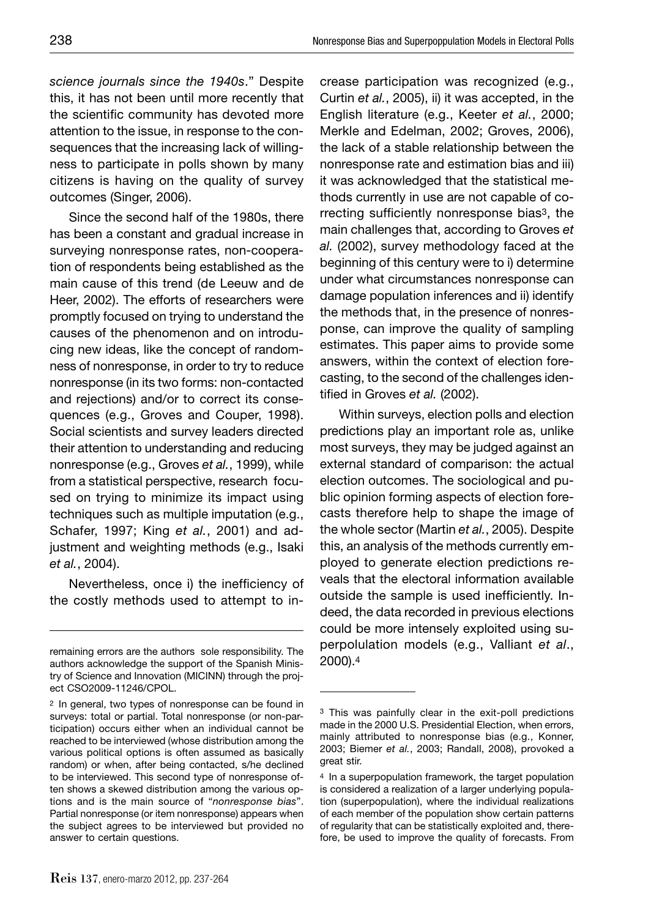*science journals since the 1940s*." Despite this, it has not been until more recently that the scientific community has devoted more attention to the issue, in response to the consequences that the increasing lack of willingness to participate in polls shown by many citizens is having on the quality of survey outcomes (Singer, 2006).

Since the second half of the 1980s, there has been a constant and gradual increase in surveying nonresponse rates, non-cooperation of respondents being established as the main cause of this trend (de Leeuw and de Heer, 2002). The efforts of researchers were promptly focused on trying to understand the causes of the phenomenon and on introducing new ideas, like the concept of randomness of nonresponse, in order to try to reduce nonresponse (in its two forms: non-contacted and rejections) and/or to correct its consequences (e.g., Groves and Couper, 1998). Social scientists and survey leaders directed their attention to understanding and reducing nonresponse (e.g., Groves *et al.*, 1999), while from a statistical perspective, research focused on trying to minimize its impact using techniques such as multiple imputation (e.g., Schafer, 1997; King *et al.*, 2001) and adjustment and weighting methods (e.g., Isaki *et al.*, 2004).

Nevertheless, once i) the inefficiency of the costly methods used to attempt to increase participation was recognized (e.g., Curtin *et al.*, 2005), ii) it was accepted, in the English literature (e.g., Keeter *et al.*, 2000; Merkle and Edelman, 2002; Groves, 2006), the lack of a stable relationship between the nonresponse rate and estimation bias and iii) it was acknowledged that the statistical methods currently in use are not capable of correcting sufficiently nonresponse bias[3], the main challenges that, according to Groves *et al.* (2002), survey methodology faced at the beginning of this century were to i) determine under what circumstances nonresponse can damage population inferences and ii) identify the methods that, in the presence of nonresponse, can improve the quality of sampling estimates. This paper aims to provide some answers, within the context of election forecasting, to the second of the challenges identified in Groves *et al.* (2002).

Within surveys, election polls and election predictions play an important role as, unlike most surveys, they may be judged against an external standard of comparison: the actual election outcomes. The sociological and public opinion forming aspects of election forecasts therefore help to shape the image of the whole sector (Martin *et al.*, 2005). Despite this, an analysis of the methods currently employed to generate election predictions reveals that the electoral information available outside the sample is used inefficiently. Indeed, the data recorded in previous elections could be more intensely exploited using superpolulation models (e.g., Valliant *et al*., 2000).[4]

---

remaining errors are the authors sole responsibility. The authors acknowledge the support of the Spanish Ministry of Science and Innovation (MICINN) through the project CSO2009-11246/CPOL.

[2] In general, two types of nonresponse can be found in surveys: total or partial. Total nonresponse (or non-participation) occurs either when an individual cannot be reached to be interviewed (whose distribution among the various political options is often assumed as basically random) or when, after being contacted, s/he declined to be interviewed. This second type of nonresponse often shows a skewed distribution among the various options and is the main source of "*nonresponse bias*". Partial nonresponse (or item nonresponse) appears when the subject agrees to be interviewed but provided no answer to certain questions.

[3] This was painfully clear in the exit-poll predictions made in the 2000 U.S. Presidential Election, when errors, mainly attributed to nonresponse bias (e.g., Konner, 2003; Biemer *et al.*, 2003; Randall, 2008), provoked a great stir.

[4] In a superpopulation framework, the target population is considered a realization of a larger underlying population (superpopulation), where the individual realizations of each member of the population show certain patterns of regularity that can be statistically exploited and, therefore, be used to improve the quality of forecasts. From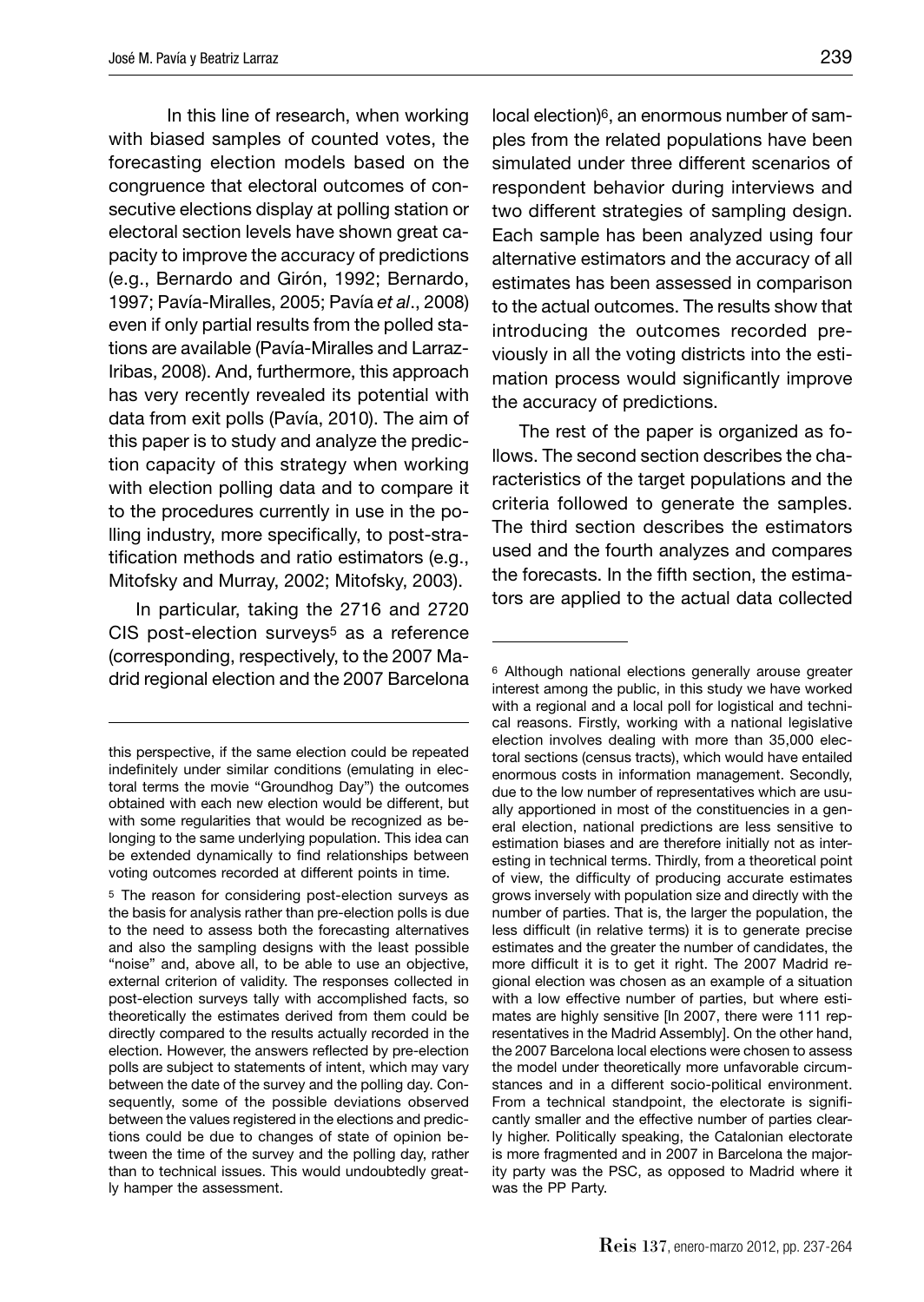In this line of research, when working with biased samples of counted votes, the forecasting election models based on the congruence that electoral outcomes of consecutive elections display at polling station or electoral section levels have shown great capacity to improve the accuracy of predictions (e.g., Bernardo and Girón, 1992; Bernardo, 1997; Pavía-Miralles, 2005; Pavía *et al*., 2008) even if only partial results from the polled stations are available (Pavía-Miralles and Larraz-Iribas, 2008). And, furthermore, this approach has very recently revealed its potential with data from exit polls (Pavía, 2010). The aim of this paper is to study and analyze the prediction capacity of this strategy when working with election polling data and to compare it to the procedures currently in use in the polling industry, more specifically, to post-stratification methods and ratio estimators (e.g., Mitofsky and Murray, 2002; Mitofsky, 2003).

In particular, taking the 2716 and 2720 CIS post-election surveys[5] as a reference (corresponding, respectively, to the 2007 Madrid regional election and the 2007 Barcelona local election)[6], an enormous number of samples from the related populations have been simulated under three different scenarios of respondent behavior during interviews and two different strategies of sampling design. Each sample has been analyzed using four alternative estimators and the accuracy of all estimates has been assessed in comparison to the actual outcomes. The results show that introducing the outcomes recorded previously in all the voting districts into the estimation process would significantly improve the accuracy of predictions.

The rest of the paper is organized as follows. The second section describes the characteristics of the target populations and the criteria followed to generate the samples. The third section describes the estimators used and the fourth analyzes and compares the forecasts. In the fifth section, the estimators are applied to the actual data collected

---

this perspective, if the same election could be repeated indefinitely under similar conditions (emulating in electoral terms the movie "Groundhog Day") the outcomes obtained with each new election would be different, but with some regularities that would be recognized as belonging to the same underlying population. This idea can be extended dynamically to find relationships between voting outcomes recorded at different points in time.

[5] The reason for considering post-election surveys as the basis for analysis rather than pre-election polls is due to the need to assess both the forecasting alternatives and also the sampling designs with the least possible "noise" and, above all, to be able to use an objective, external criterion of validity. The responses collected in post-election surveys tally with accomplished facts, so theoretically the estimates derived from them could be directly compared to the results actually recorded in the election. However, the answers reflected by pre-election polls are subject to statements of intent, which may vary between the date of the survey and the polling day. Consequently, some of the possible deviations observed between the values registered in the elections and predictions could be due to changes of state of opinion between the time of the survey and the polling day, rather than to technical issues. This would undoubtedly greatly hamper the assessment.

[6] Although national elections generally arouse greater interest among the public, in this study we have worked with a regional and a local poll for logistical and technical reasons. Firstly, working with a national legislative election involves dealing with more than 35,000 electoral sections (census tracts), which would have entailed enormous costs in information management. Secondly, due to the low number of representatives which are usually apportioned in most of the constituencies in a general election, national predictions are less sensitive to estimation biases and are therefore initially not as interesting in technical terms. Thirdly, from a theoretical point of view, the difficulty of producing accurate estimates grows inversely with population size and directly with the number of parties. That is, the larger the population, the less difficult (in relative terms) it is to generate precise estimates and the greater the number of candidates, the more difficult it is to get it right. The 2007 Madrid regional election was chosen as an example of a situation with a low effective number of parties, but where estimates are highly sensitive [In 2007, there were 111 representatives in the Madrid Assembly]. On the other hand, the 2007 Barcelona local elections were chosen to assess the model under theoretically more unfavorable circumstances and in a different socio-political environment. From a technical standpoint, the electorate is significantly smaller and the effective number of parties clearly higher. Politically speaking, the Catalonian electorate is more fragmented and in 2007 in Barcelona the majority party was the PSC, as opposed to Madrid where it was the PP Party.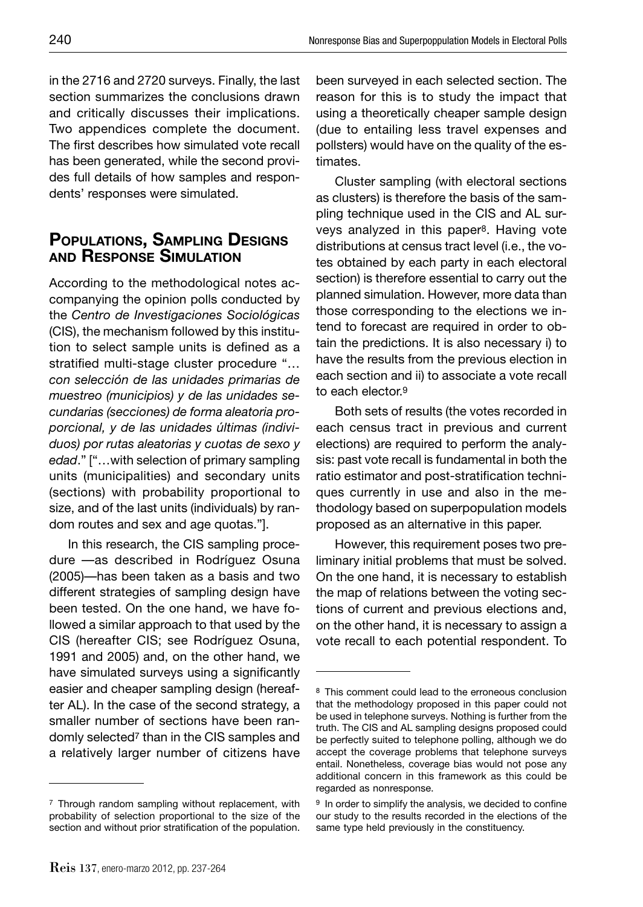in the 2716 and 2720 surveys. Finally, the last section summarizes the conclusions drawn and critically discusses their implications. Two appendices complete the document. The first describes how simulated vote recall has been generated, while the second provides full details of how samples and respondents' responses were simulated.

## Populations, Sampling Designs and Response Simulation

According to the methodological notes accompanying the opinion polls conducted by the *Centro de Investigaciones Sociológicas* (CIS), the mechanism followed by this institution to select sample units is defined as a stratified multi-stage cluster procedure "… *con selección de las unidades primarias de muestreo (municipios) y de las unidades secundarias (secciones) de forma aleatoria proporcional, y de las unidades últimas (individuos) por rutas aleatorias y cuotas de sexo y edad*." ["…with selection of primary sampling units (municipalities) and secondary units (sections) with probability proportional to size, and of the last units (individuals) by random routes and sex and age quotas."].

In this research, the CIS sampling procedure —as described in Rodríguez Osuna (2005)—has been taken as a basis and two different strategies of sampling design have been tested. On the one hand, we have followed a similar approach to that used by the CIS (hereafter CIS; see Rodríguez Osuna, 1991 and 2005) and, on the other hand, we have simulated surveys using a significantly easier and cheaper sampling design (hereafter AL). In the case of the second strategy, a smaller number of sections have been randomly selected[7] than in the CIS samples and a relatively larger number of citizens have been surveyed in each selected section. The reason for this is to study the impact that using a theoretically cheaper sample design (due to entailing less travel expenses and pollsters) would have on the quality of the estimates.

Cluster sampling (with electoral sections as clusters) is therefore the basis of the sampling technique used in the CIS and AL surveys analyzed in this paper[8]. Having vote distributions at census tract level (i.e., the votes obtained by each party in each electoral section) is therefore essential to carry out the planned simulation. However, more data than those corresponding to the elections we intend to forecast are required in order to obtain the predictions. It is also necessary i) to have the results from the previous election in each section and ii) to associate a vote recall to each elector.[9]

Both sets of results (the votes recorded in each census tract in previous and current elections) are required to perform the analysis: past vote recall is fundamental in both the ratio estimator and post-stratification techniques currently in use and also in the methodology based on superpopulation models proposed as an alternative in this paper.

However, this requirement poses two preliminary initial problems that must be solved. On the one hand, it is necessary to establish the map of relations between the voting sections of current and previous elections and, on the other hand, it is necessary to assign a vote recall to each potential respondent. To

---

[7] Through random sampling without replacement, with probability of selection proportional to the size of the section and without prior stratification of the population.

[8] This comment could lead to the erroneous conclusion that the methodology proposed in this paper could not be used in telephone surveys. Nothing is further from the truth. The CIS and AL sampling designs proposed could be perfectly suited to telephone polling, although we do accept the coverage problems that telephone surveys entail. Nonetheless, coverage bias would not pose any additional concern in this framework as this could be regarded as nonresponse.

[9] In order to simplify the analysis, we decided to confine our study to the results recorded in the elections of the same type held previously in the constituency.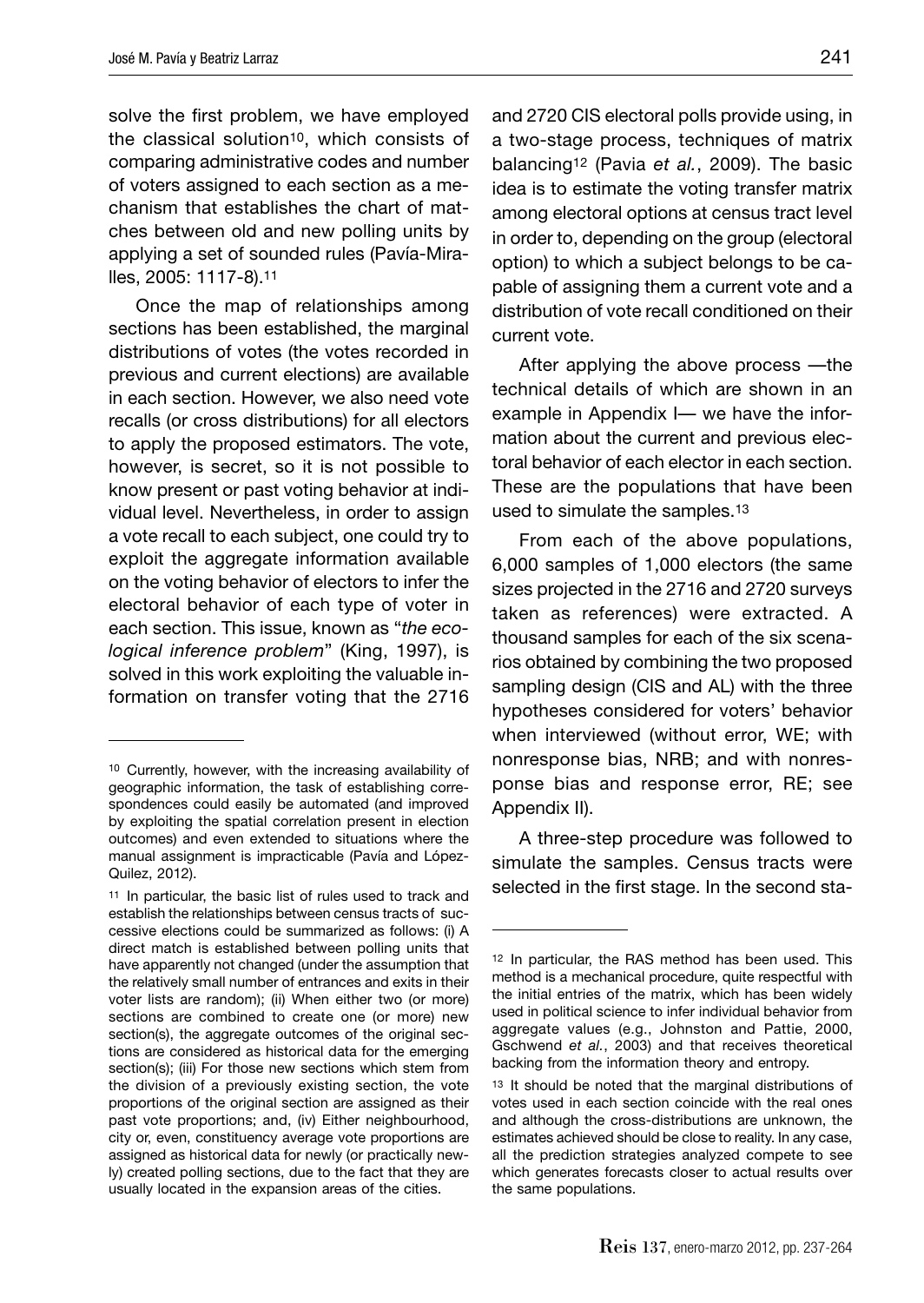solve the first problem, we have employed the classical solution[10], which consists of comparing administrative codes and number of voters assigned to each section as a mechanism that establishes the chart of matches between old and new polling units by applying a set of sounded rules (Pavía-Miralles, 2005: 1117-8).[11]

Once the map of relationships among sections has been established, the marginal distributions of votes (the votes recorded in previous and current elections) are available in each section. However, we also need vote recalls (or cross distributions) for all electors to apply the proposed estimators. The vote, however, is secret, so it is not possible to know present or past voting behavior at individual level. Nevertheless, in order to assign a vote recall to each subject, one could try to exploit the aggregate information available on the voting behavior of electors to infer the electoral behavior of each type of voter in each section. This issue, known as "*the ecological inference problem*" (King, 1997), is solved in this work exploiting the valuable information on transfer voting that the 2716 and 2720 CIS electoral polls provide using, in a two-stage process, techniques of matrix balancing[12] (Pavia *et al.*, 2009). The basic idea is to estimate the voting transfer matrix among electoral options at census tract level in order to, depending on the group (electoral option) to which a subject belongs to be capable of assigning them a current vote and a distribution of vote recall conditioned on their current vote.

After applying the above process —the technical details of which are shown in an example in Appendix I— we have the information about the current and previous electoral behavior of each elector in each section. These are the populations that have been used to simulate the samples.[13]

From each of the above populations, 6,000 samples of 1,000 electors (the same sizes projected in the 2716 and 2720 surveys taken as references) were extracted. A thousand samples for each of the six scenarios obtained by combining the two proposed sampling design (CIS and AL) with the three hypotheses considered for voters' behavior when interviewed (without error, WE; with nonresponse bias, NRB; and with nonresponse bias and response error, RE; see Appendix II).

A three-step procedure was followed to simulate the samples. Census tracts were selected in the first stage. In the second sta-

---

[10] Currently, however, with the increasing availability of geographic information, the task of establishing correspondences could easily be automated (and improved by exploiting the spatial correlation present in election outcomes) and even extended to situations where the manual assignment is impracticable (Pavía and López-Quilez, 2012).

[11] In particular, the basic list of rules used to track and establish the relationships between census tracts of successive elections could be summarized as follows: (i) A direct match is established between polling units that have apparently not changed (under the assumption that the relatively small number of entrances and exits in their voter lists are random); (ii) When either two (or more) sections are combined to create one (or more) new section(s), the aggregate outcomes of the original sections are considered as historical data for the emerging section(s); (iii) For those new sections which stem from the division of a previously existing section, the vote proportions of the original section are assigned as their past vote proportions; and, (iv) Either neighbourhood, city or, even, constituency average vote proportions are assigned as historical data for newly (or practically newly) created polling sections, due to the fact that they are usually located in the expansion areas of the cities.

[12] In particular, the RAS method has been used. This method is a mechanical procedure, quite respectful with the initial entries of the matrix, which has been widely used in political science to infer individual behavior from aggregate values (e.g., Johnston and Pattie, 2000, Gschwend *et al.*, 2003) and that receives theoretical backing from the information theory and entropy.

[13] It should be noted that the marginal distributions of votes used in each section coincide with the real ones and although the cross-distributions are unknown, the estimates achieved should be close to reality. In any case, all the prediction strategies analyzed compete to see which generates forecasts closer to actual results over the same populations.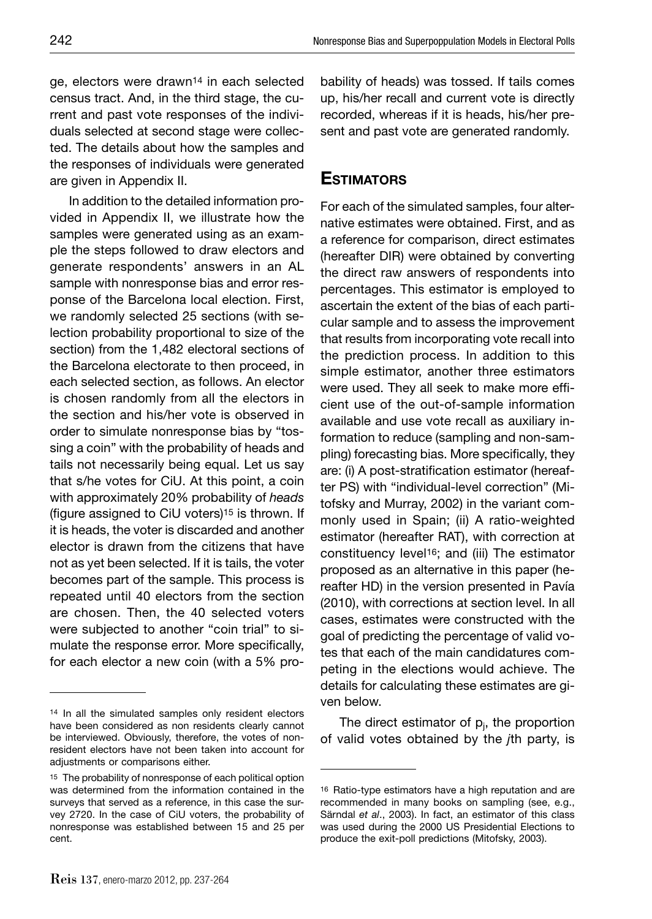ge, electors were drawn[14] in each selected census tract. And, in the third stage, the current and past vote responses of the individuals selected at second stage were collected. The details about how the samples and the responses of individuals were generated are given in Appendix II.

In addition to the detailed information provided in Appendix II, we illustrate how the samples were generated using as an example the steps followed to draw electors and generate respondents' answers in an AL sample with nonresponse bias and error response of the Barcelona local election. First, we randomly selected 25 sections (with selection probability proportional to size of the section) from the 1,482 electoral sections of the Barcelona electorate to then proceed, in each selected section, as follows. An elector is chosen randomly from all the electors in the section and his/her vote is observed in order to simulate nonresponse bias by "tossing a coin" with the probability of heads and tails not necessarily being equal. Let us say that s/he votes for CiU. At this point, a coin with approximately 20% probability of *heads* (figure assigned to CiU voters)[15] is thrown. If it is heads, the voter is discarded and another elector is drawn from the citizens that have not as yet been selected. If it is tails, the voter becomes part of the sample. This process is repeated until 40 electors from the section are chosen. Then, the 40 selected voters were subjected to another "coin trial" to simulate the response error. More specifically, for each elector a new coin (with a 5% probability of heads) was tossed. If tails comes up, his/her recall and current vote is directly recorded, whereas if it is heads, his/her present and past vote are generated randomly.

## Estimators

For each of the simulated samples, four alternative estimates were obtained. First, and as a reference for comparison, direct estimates (hereafter DIR) were obtained by converting the direct raw answers of respondents into percentages. This estimator is employed to ascertain the extent of the bias of each particular sample and to assess the improvement that results from incorporating vote recall into the prediction process. In addition to this simple estimator, another three estimators were used. They all seek to make more efficient use of the out-of-sample information available and use vote recall as auxiliary information to reduce (sampling and non-sampling) forecasting bias. More specifically, they are: (i) A post-stratification estimator (hereafter PS) with "individual-level correction" (Mitofsky and Murray, 2002) in the variant commonly used in Spain; (ii) A ratio-weighted estimator (hereafter RAT), with correction at constituency level[16]; and (iii) The estimator proposed as an alternative in this paper (hereafter HD) in the version presented in Pavía (2010), with corrections at section level. In all cases, estimates were constructed with the goal of predicting the percentage of valid votes that each of the main candidatures competing in the elections would achieve. The details for calculating these estimates are given below.

The direct estimator of $p_j$, the proportion of valid votes obtained by the $j$th party, is

---

[14] In all the simulated samples only resident electors have been considered as non residents clearly cannot be interviewed. Obviously, therefore, the votes of nonresident electors have not been taken into account for adjustments or comparisons either.

[15] The probability of nonresponse of each political option was determined from the information contained in the surveys that served as a reference, in this case the survey 2720. In the case of CiU voters, the probability of nonresponse was established between 15 and 25 per cent.

[16] Ratio-type estimators have a high reputation and are recommended in many books on sampling (see, e.g., Särndal *et al*., 2003). In fact, an estimator of this class was used during the 2000 US Presidential Elections to produce the exit-poll predictions (Mitofsky, 2003).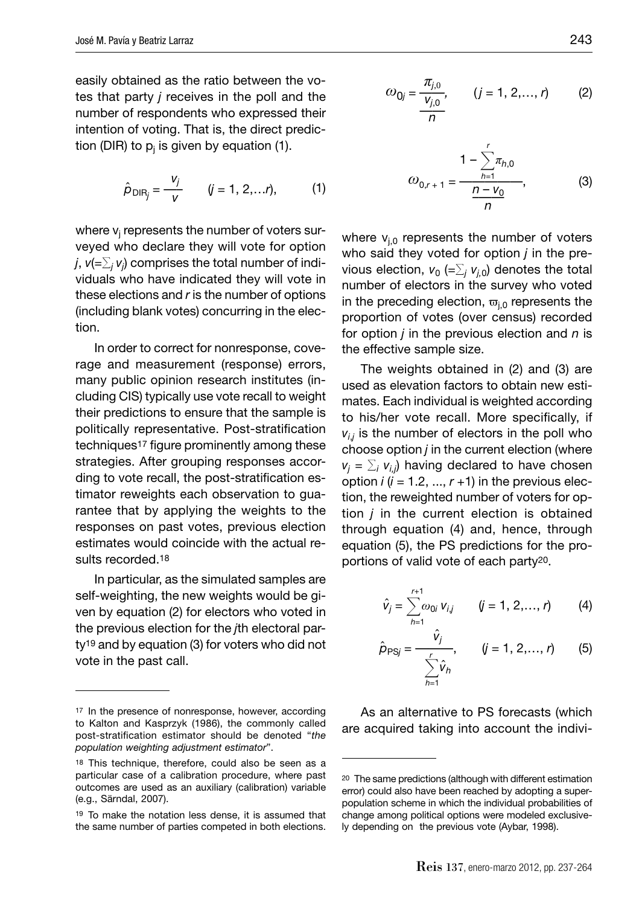easily obtained as the ratio between the votes that party *j* receives in the poll and the number of respondents who expressed their intention of voting. That is, the direct prediction (DIR) to $p_j$ is given by equation (1).

$$\hat{p}_{\mathrm{DIR}_j} = \frac{v_j}{v} \qquad (j = 1, 2, \ldots r), \tag{1}$$

where $v_j$ represents the number of voters surveyed who declare they will vote for option *j*, $v(=\sum_j v_j)$ comprises the total number of individuals who have indicated they will vote in these elections and *r* is the number of options (including blank votes) concurring in the election.

In order to correct for nonresponse, coverage and measurement (response) errors, many public opinion research institutes (including CIS) typically use vote recall to weight their predictions to ensure that the sample is politically representative. Post-stratification techniques[17] figure prominently among these strategies. After grouping responses according to vote recall, the post-stratification estimator reweights each observation to guarantee that by applying the weights to the responses on past votes, previous election estimates would coincide with the actual results recorded.[18]

In particular, as the simulated samples are self-weighting, the new weights would be given by equation (2) for electors who voted in the previous election for the *j*th electoral party[19] and by equation (3) for voters who did not vote in the past call.

$$\omega_{0j} = \frac{\pi_{j,0}}{\dfrac{v_{j,0}}{n}}, \qquad (j = 1, 2, \ldots, r) \tag{2}$$

$$\omega_{0,r+1} = \frac{1 - \sum_{h=1}^{r} \pi_{h,0}}{\dfrac{n - v_0}{n}}, \tag{3}$$

where $v_{j,0}$ represents the number of voters who said they voted for option *j* in the previous election, $v_0$ $(=\sum_j v_{j,0})$ denotes the total number of electors in the survey who voted in the preceding election, $\varpi_{j,0}$ represents the proportion of votes (over census) recorded for option *j* in the previous election and *n* is the effective sample size.

The weights obtained in (2) and (3) are used as elevation factors to obtain new estimates. Each individual is weighted according to his/her vote recall. More specifically, if $v_{i,j}$ is the number of electors in the poll who choose option *j* in the current election (where $v_j = \sum_i v_{i,j}$) having declared to have chosen option *i* ($i$ = 1.2, ..., $r$ +1) in the previous election, the reweighted number of voters for option *j* in the current election is obtained through equation (4) and, hence, through equation (5), the PS predictions for the proportions of valid vote of each party[20].

$$\hat{v}_j = \sum_{h=1}^{r+1} \omega_{0i} \, v_{i,j} \qquad (j = 1, 2, \ldots, r) \tag{4}$$

$$\hat{p}_{\mathrm{PS}j} = \frac{\hat{v}_j}{\sum_{h=1}^{r} \hat{v}_h}, \qquad (j = 1, 2, \ldots, r) \tag{5}$$

As an alternative to PS forecasts (which are acquired taking into account the indivi-

---

[17] In the presence of nonresponse, however, according to Kalton and Kasprzyk (1986), the commonly called post-stratification estimator should be denoted "*the population weighting adjustment estimator*".

[18] This technique, therefore, could also be seen as a particular case of a calibration procedure, where past outcomes are used as an auxiliary (calibration) variable (e.g., Särndal, 2007).

[19] To make the notation less dense, it is assumed that the same number of parties competed in both elections.

[20] The same predictions (although with different estimation error) could also have been reached by adopting a superpopulation scheme in which the individual probabilities of change among political options were modeled exclusively depending on the previous vote (Aybar, 1998).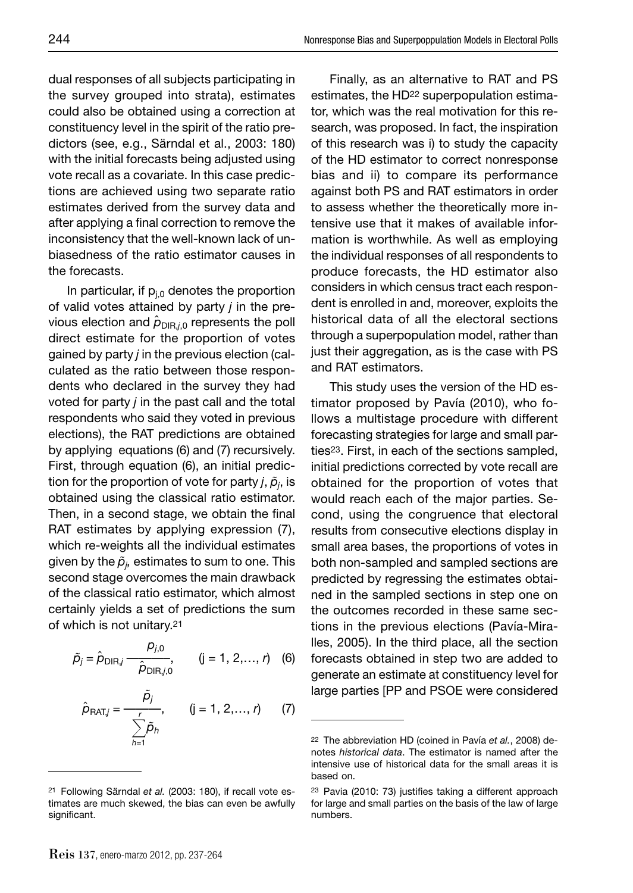dual responses of all subjects participating in the survey grouped into strata), estimates could also be obtained using a correction at constituency level in the spirit of the ratio predictors (see, e.g., Särndal et al., 2003: 180) with the initial forecasts being adjusted using vote recall as a covariate. In this case predictions are achieved using two separate ratio estimates derived from the survey data and after applying a final correction to remove the inconsistency that the well-known lack of unbiasedness of the ratio estimator causes in the forecasts.

In particular, if $p_{j,0}$ denotes the proportion of valid votes attained by party *j* in the previous election and $\hat{p}_{DIR,j,0}$ represents the poll direct estimate for the proportion of votes gained by party *j* in the previous election (calculated as the ratio between those respondents who declared in the survey they had voted for party *j* in the past call and the total respondents who said they voted in previous elections), the RAT predictions are obtained by applying equations (6) and (7) recursively. First, through equation (6), an initial prediction for the proportion of vote for party *j*, $\tilde{p}_j$, is obtained using the classical ratio estimator. Then, in a second stage, we obtain the final RAT estimates by applying expression (7), which re-weights all the individual estimates given by the $\tilde{p}_j$, estimates to sum to one. This second stage overcomes the main drawback of the classical ratio estimator, which almost certainly yields a set of predictions the sum of which is not unitary.[21]

$$\tilde{p}_j = \hat{p}_{DIR,j} \frac{p_{j,0}}{\hat{p}_{DIR,j,0}}, \qquad (j = 1, 2,\ldots, r) \quad (6)$$

$$\hat{p}_{RAT,j} = \frac{\tilde{p}_j}{\sum_{h=1}^{r} \tilde{p}_h}, \qquad (j = 1, 2,\ldots, r) \quad (7)$$

Finally, as an alternative to RAT and PS estimates, the HD[22] superpopulation estimator, which was the real motivation for this research, was proposed. In fact, the inspiration of this research was i) to study the capacity of the HD estimator to correct nonresponse bias and ii) to compare its performance against both PS and RAT estimators in order to assess whether the theoretically more intensive use that it makes of available information is worthwhile. As well as employing the individual responses of all respondents to produce forecasts, the HD estimator also considers in which census tract each respondent is enrolled in and, moreover, exploits the historical data of all the electoral sections through a superpopulation model, rather than just their aggregation, as is the case with PS and RAT estimators.

This study uses the version of the HD estimator proposed by Pavía (2010), who follows a multistage procedure with different forecasting strategies for large and small parties[23]. First, in each of the sections sampled, initial predictions corrected by vote recall are obtained for the proportion of votes that would reach each of the major parties. Second, using the congruence that electoral results from consecutive elections display in small area bases, the proportions of votes in both non-sampled and sampled sections are predicted by regressing the estimates obtained in the sampled sections in step one on the outcomes recorded in these same sections in the previous elections (Pavía-Miralles, 2005). In the third place, all the section forecasts obtained in step two are added to generate an estimate at constituency level for large parties [PP and PSOE were considered

---

[21] Following Särndal *et al.* (2003: 180), if recall vote estimates are much skewed, the bias can even be awfully significant.

[22] The abbreviation HD (coined in Pavía *et al.*, 2008) denotes *historical data*. The estimator is named after the intensive use of historical data for the small areas it is based on.

[23] Pavia (2010: 73) justifies taking a different approach for large and small parties on the basis of the law of large numbers.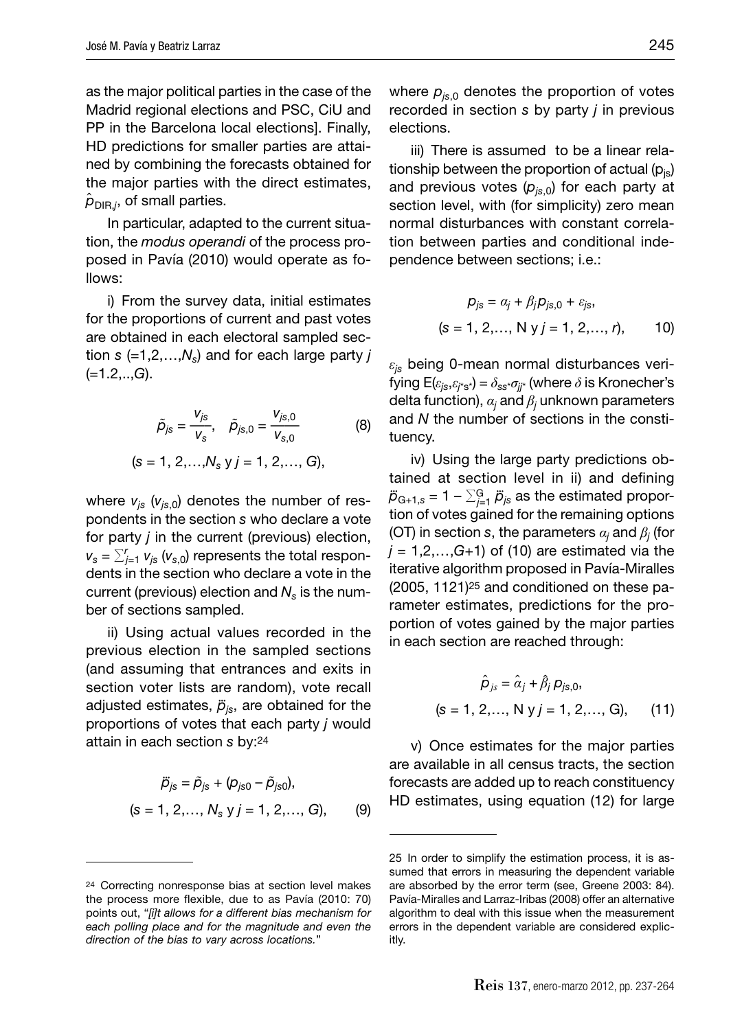as the major political parties in the case of the Madrid regional elections and PSC, CiU and PP in the Barcelona local elections]. Finally, HD predictions for smaller parties are attained by combining the forecasts obtained for the major parties with the direct estimates, $\hat{p}_{DIR,j}$, of small parties.

In particular, adapted to the current situation, the *modus operandi* of the process proposed in Pavía (2010) would operate as follows:

i) From the survey data, initial estimates for the proportions of current and past votes are obtained in each electoral sampled section $s$ (=1,2,…,$N_s$) and for each large party $j$ (=1.2,..,$G$).

$$\tilde{p}_{js} = \frac{v_{js}}{v_s}, \quad \tilde{p}_{js,0} = \frac{v_{js,0}}{v_{s,0}} \qquad (8)$$

$$(s = 1, 2,\ldots,N_s \text{ y } j = 1, 2,\ldots, G),$$

where $v_{js}$ ($v_{js,0}$) denotes the number of respondents in the section $s$ who declare a vote for party $j$ in the current (previous) election, $v_s = \sum_{j=1}^{r} v_{js}$ ($v_{s,0}$) represents the total respondents in the section who declare a vote in the current (previous) election and $N_s$ is the number of sections sampled.

ii) Using actual values recorded in the previous election in the sampled sections (and assuming that entrances and exits in section voter lists are random), vote recall adjusted estimates, $\ddot{p}_{js}$, are obtained for the proportions of votes that each party $j$ would attain in each section $s$ by:[24]

$$\ddot{p}_{js} = \tilde{p}_{js} + (p_{js0} - \tilde{p}_{js0}),$$

$$(s = 1, 2,\ldots, N_s \text{ y } j = 1, 2,\ldots, G), \qquad (9)$$

where $p_{js,0}$ denotes the proportion of votes recorded in section $s$ by party $j$ in previous elections.

iii) There is assumed to be a linear relationship between the proportion of actual ($p_{js}$) and previous votes ($p_{js,0}$) for each party at section level, with (for simplicity) zero mean normal disturbances with constant correlation between parties and conditional independence between sections; i.e.:

$$p_{js} = \alpha_j + \beta_j p_{js,0} + \varepsilon_{js},$$

$$(s = 1, 2,\ldots, \text{N y } j = 1, 2,\ldots, r), \qquad 10)$$

$\varepsilon_{js}$ being 0-mean normal disturbances verifying $E(\varepsilon_{js},\varepsilon_{j^*s^*}) = \delta_{ss^*}\sigma_{jj^*}$ (where $\delta$ is Kronecher's delta function), $\alpha_j$ and $\beta_j$ unknown parameters and $N$ the number of sections in the constituency.

iv) Using the large party predictions obtained at section level in ii) and defining $\ddot{p}_{G+1,s} = 1 - \sum_{j=1}^{G} \ddot{p}_{js}$ as the estimated proportion of votes gained for the remaining options (OT) in section $s$, the parameters $\alpha_j$ and $\beta_j$ (for $j$ = 1,2,…,$G$+1) of (10) are estimated via the iterative algorithm proposed in Pavía-Miralles (2005, 1121)[25] and conditioned on these parameter estimates, predictions for the proportion of votes gained by the major parties in each section are reached through:

$$\hat{p}_{js} = \hat{\alpha}_j + \hat{\beta}_j p_{js,0},$$

$$(s = 1, 2,\ldots, \text{N y } j = 1, 2,\ldots, \text{G}), \qquad (11)$$

v) Once estimates for the major parties are available in all census tracts, the section forecasts are added up to reach constituency HD estimates, using equation (12) for large

---

[24] Correcting nonresponse bias at section level makes the process more flexible, due to as Pavía (2010: 70) points out, "*[i]t allows for a different bias mechanism for each polling place and for the magnitude and even the direction of the bias to vary across locations.*"

[25] In order to simplify the estimation process, it is assumed that errors in measuring the dependent variable are absorbed by the error term (see, Greene 2003: 84). Pavía-Miralles and Larraz-Iribas (2008) offer an alternative algorithm to deal with this issue when the measurement errors in the dependent variable are considered explicitly.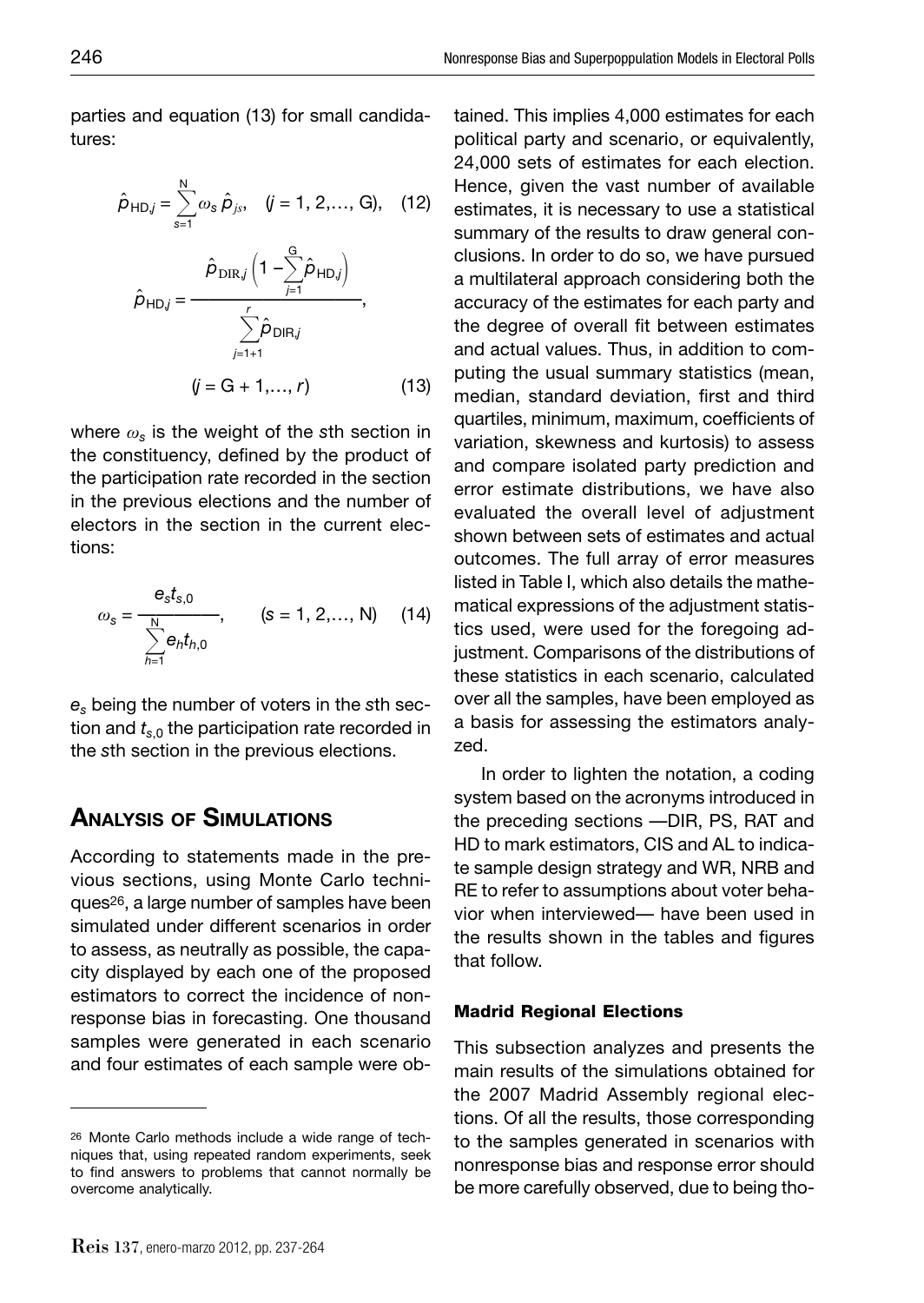parties and equation (13) for small candidatures:

$$\hat{p}_{\text{HD},j} = \sum_{s=1}^{N} \omega_s \, \hat{p}_{js}, \quad (j = 1, 2, \ldots, G), \quad (12)$$

$$\hat{p}_{\text{HD},j} = \frac{\hat{p}_{\text{DIR},j}\left(1 - \sum_{j=1}^{G} \hat{p}_{\text{HD},j}\right)}{\sum_{j=1+1}^{r} \hat{p}_{\text{DIR},j}}, \quad (j = G+1, \ldots, r) \quad (13)$$

where $\omega_s$ is the weight of the $s$th section in the constituency, defined by the product of the participation rate recorded in the section in the previous elections and the number of electors in the section in the current elections:

$$\omega_s = \frac{e_s t_{s,0}}{\sum_{h=1}^{N} e_h t_{h,0}}, \qquad (s = 1, 2, \ldots, N) \quad (14)$$

$e_s$ being the number of voters in the $s$th section and $t_{s,0}$ the participation rate recorded in the $s$th section in the previous elections.

## Analysis of Simulations

According to statements made in the previous sections, using Monte Carlo techniques[26], a large number of samples have been simulated under different scenarios in order to assess, as neutrally as possible, the capacity displayed by each one of the proposed estimators to correct the incidence of nonresponse bias in forecasting. One thousand samples were generated in each scenario and four estimates of each sample were obtained. This implies 4,000 estimates for each political party and scenario, or equivalently, 24,000 sets of estimates for each election. Hence, given the vast number of available estimates, it is necessary to use a statistical summary of the results to draw general conclusions. In order to do so, we have pursued a multilateral approach considering both the accuracy of the estimates for each party and the degree of overall fit between estimates and actual values. Thus, in addition to computing the usual summary statistics (mean, median, standard deviation, first and third quartiles, minimum, maximum, coefficients of variation, skewness and kurtosis) to assess and compare isolated party prediction and error estimate distributions, we have also evaluated the overall level of adjustment shown between sets of estimates and actual outcomes. The full array of error measures listed in Table I, which also details the mathematical expressions of the adjustment statistics used, were used for the foregoing adjustment. Comparisons of the distributions of these statistics in each scenario, calculated over all the samples, have been employed as a basis for assessing the estimators analyzed.

In order to lighten the notation, a coding system based on the acronyms introduced in the preceding sections —DIR, PS, RAT and HD to mark estimators, CIS and AL to indicate sample design strategy and WR, NRB and RE to refer to assumptions about voter behavior when interviewed— have been used in the results shown in the tables and figures that follow.

### Madrid Regional Elections

This subsection analyzes and presents the main results of the simulations obtained for the 2007 Madrid Assembly regional elections. Of all the results, those corresponding to the samples generated in scenarios with nonresponse bias and response error should be more carefully observed, due to being tho-

[26] Monte Carlo methods include a wide range of techniques that, using repeated random experiments, seek to find answers to problems that cannot normally be overcome analytically.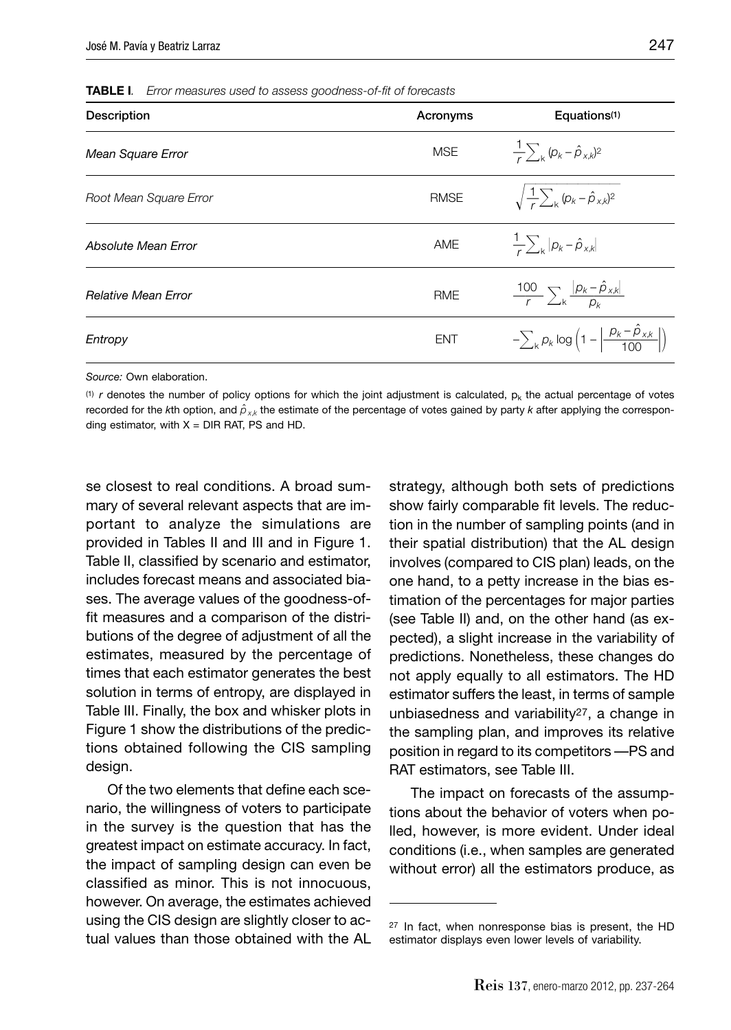**TABLE I.** *Error measures used to assess goodness-of-fit of forecasts*

| Description | Acronyms | Equations(1) |
|---|---|---|
| *Mean Square Error* | MSE | $\frac{1}{r}\sum_k (p_k - \hat{p}_{x,k})^2$ |
| *Root Mean Square Error* | RMSE | $\sqrt{\frac{1}{r}\sum_k (p_k - \hat{p}_{x,k})^2}$ |
| *Absolute Mean Error* | AME | $\frac{1}{r}\sum_k \lvert p_k - \hat{p}_{x,k}\rvert$ |
| *Relative Mean Error* | RME | $\frac{100}{r}\sum_k \frac{\lvert p_k - \hat{p}_{x,k}\rvert}{p_k}$ |
| *Entropy* | ENT | $-\sum_k p_k \log\left(1 - \left\lvert\frac{p_k - \hat{p}_{x,k}}{100}\right\rvert\right)$ |

*Source:* Own elaboration.

(1) $r$ denotes the number of policy options for which the joint adjustment is calculated, $p_k$ the actual percentage of votes recorded for the $k$th option, and $\hat{p}_{x,k}$ the estimate of the percentage of votes gained by party $k$ after applying the corresponding estimator, with X = DIR RAT, PS and HD.

se closest to real conditions. A broad summary of several relevant aspects that are important to analyze the simulations are provided in Tables II and III and in Figure 1. Table II, classified by scenario and estimator, includes forecast means and associated biases. The average values of the goodness-of-fit measures and a comparison of the distributions of the degree of adjustment of all the estimates, measured by the percentage of times that each estimator generates the best solution in terms of entropy, are displayed in Table III. Finally, the box and whisker plots in Figure 1 show the distributions of the predictions obtained following the CIS sampling design.

Of the two elements that define each scenario, the willingness of voters to participate in the survey is the question that has the greatest impact on estimate accuracy. In fact, the impact of sampling design can even be classified as minor. This is not innocuous, however. On average, the estimates achieved using the CIS design are slightly closer to actual values than those obtained with the AL strategy, although both sets of predictions show fairly comparable fit levels. The reduction in the number of sampling points (and in their spatial distribution) that the AL design involves (compared to CIS plan) leads, on the one hand, to a petty increase in the bias estimation of the percentages for major parties (see Table II) and, on the other hand (as expected), a slight increase in the variability of predictions. Nonetheless, these changes do not apply equally to all estimators. The HD estimator suffers the least, in terms of sample unbiasedness and variability[27], a change in the sampling plan, and improves its relative position in regard to its competitors —PS and RAT estimators, see Table III.

The impact on forecasts of the assumptions about the behavior of voters when polled, however, is more evident. Under ideal conditions (i.e., when samples are generated without error) all the estimators produce, as

[27] In fact, when nonresponse bias is present, the HD estimator displays even lower levels of variability.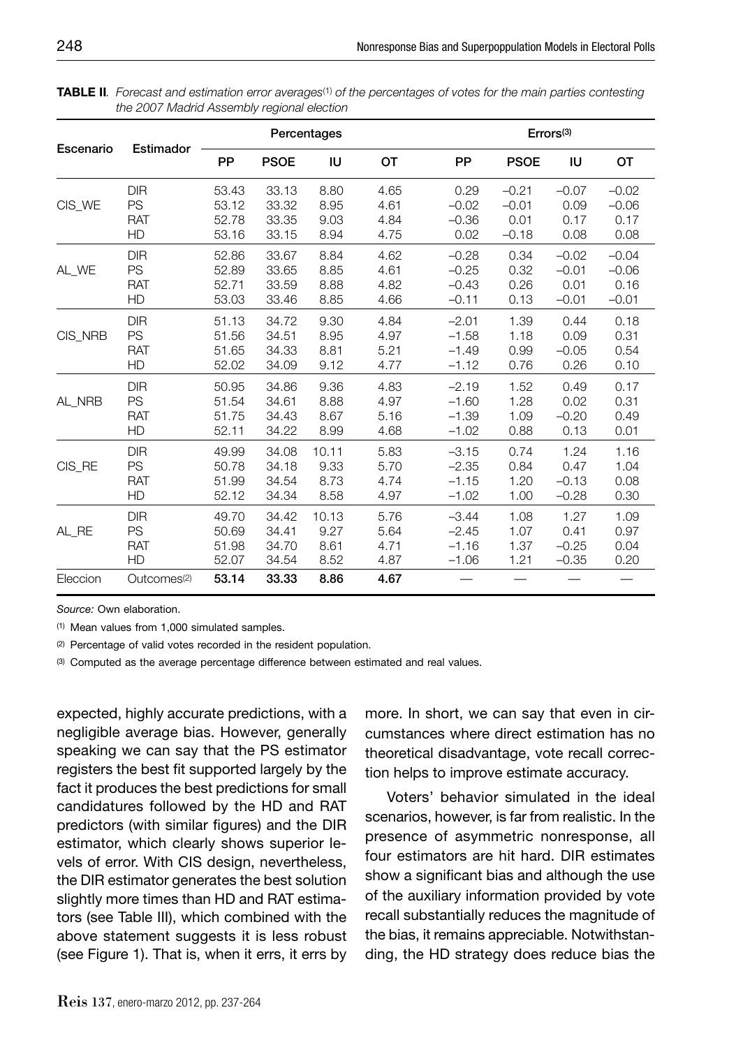**TABLE II**. *Forecast and estimation error averages*[1] *of the percentages of votes for the main parties contesting the 2007 Madrid Assembly regional election*

| Escenario | Estimador | Percentages | | | | Errors[3] | | | |
|---|---|---|---|---|---|---|---|---|---|
| | | PP | PSOE | IU | OT | PP | PSOE | IU | OT |
| CIS_WE | DIR | 53.43 | 33.13 | 8.80 | 4.65 | 0.29 | −0.21 | −0.07 | −0.02 |
| | PS | 53.12 | 33.32 | 8.95 | 4.61 | −0.02 | −0.01 | 0.09 | −0.06 |
| | RAT | 52.78 | 33.35 | 9.03 | 4.84 | −0.36 | 0.01 | 0.17 | 0.17 |
| | HD | 53.16 | 33.15 | 8.94 | 4.75 | 0.02 | −0.18 | 0.08 | 0.08 |
| AL_WE | DIR | 52.86 | 33.67 | 8.84 | 4.62 | −0.28 | 0.34 | −0.02 | −0.04 |
| | PS | 52.89 | 33.65 | 8.85 | 4.61 | −0.25 | 0.32 | −0.01 | −0.06 |
| | RAT | 52.71 | 33.59 | 8.88 | 4.82 | −0.43 | 0.26 | 0.01 | 0.16 |
| | HD | 53.03 | 33.46 | 8.85 | 4.66 | −0.11 | 0.13 | −0.01 | −0.01 |
| CIS_NRB | DIR | 51.13 | 34.72 | 9.30 | 4.84 | −2.01 | 1.39 | 0.44 | 0.18 |
| | PS | 51.56 | 34.51 | 8.95 | 4.97 | −1.58 | 1.18 | 0.09 | 0.31 |
| | RAT | 51.65 | 34.33 | 8.81 | 5.21 | −1.49 | 0.99 | −0.05 | 0.54 |
| | HD | 52.02 | 34.09 | 9.12 | 4.77 | −1.12 | 0.76 | 0.26 | 0.10 |
| AL_NRB | DIR | 50.95 | 34.86 | 9.36 | 4.83 | −2.19 | 1.52 | 0.49 | 0.17 |
| | PS | 51.54 | 34.61 | 8.88 | 4.97 | −1.60 | 1.28 | 0.02 | 0.31 |
| | RAT | 51.75 | 34.43 | 8.67 | 5.16 | −1.39 | 1.09 | −0.20 | 0.49 |
| | HD | 52.11 | 34.22 | 8.99 | 4.68 | −1.02 | 0.88 | 0.13 | 0.01 |
| CIS_RE | DIR | 49.99 | 34.08 | 10.11 | 5.83 | −3.15 | 0.74 | 1.24 | 1.16 |
| | PS | 50.78 | 34.18 | 9.33 | 5.70 | −2.35 | 0.84 | 0.47 | 1.04 |
| | RAT | 51.99 | 34.54 | 8.73 | 4.74 | −1.15 | 1.20 | −0.13 | 0.08 |
| | HD | 52.12 | 34.34 | 8.58 | 4.97 | −1.02 | 1.00 | −0.28 | 0.30 |
| AL_RE | DIR | 49.70 | 34.42 | 10.13 | 5.76 | −3.44 | 1.08 | 1.27 | 1.09 |
| | PS | 50.69 | 34.41 | 9.27 | 5.64 | −2.45 | 1.07 | 0.41 | 0.97 |
| | RAT | 51.98 | 34.70 | 8.61 | 4.71 | −1.16 | 1.37 | −0.25 | 0.04 |
| | HD | 52.07 | 34.54 | 8.52 | 4.87 | −1.06 | 1.21 | −0.35 | 0.20 |
| Eleccion | Outcomes[2] | **53.14** | **33.33** | **8.86** | **4.67** | — | — | — | — |

*Source:* Own elaboration.

[1] Mean values from 1,000 simulated samples.

[2] Percentage of valid votes recorded in the resident population.

[3] Computed as the average percentage difference between estimated and real values.

expected, highly accurate predictions, with a negligible average bias. However, generally speaking we can say that the PS estimator registers the best fit supported largely by the fact it produces the best predictions for small candidatures followed by the HD and RAT predictors (with similar figures) and the DIR estimator, which clearly shows superior levels of error. With CIS design, nevertheless, the DIR estimator generates the best solution slightly more times than HD and RAT estimators (see Table III), which combined with the above statement suggests it is less robust (see Figure 1). That is, when it errs, it errs by more. In short, we can say that even in circumstances where direct estimation has no theoretical disadvantage, vote recall correction helps to improve estimate accuracy.

Voters' behavior simulated in the ideal scenarios, however, is far from realistic. In the presence of asymmetric nonresponse, all four estimators are hit hard. DIR estimates show a significant bias and although the use of the auxiliary information provided by vote recall substantially reduces the magnitude of the bias, it remains appreciable. Notwithstanding, the HD strategy does reduce bias the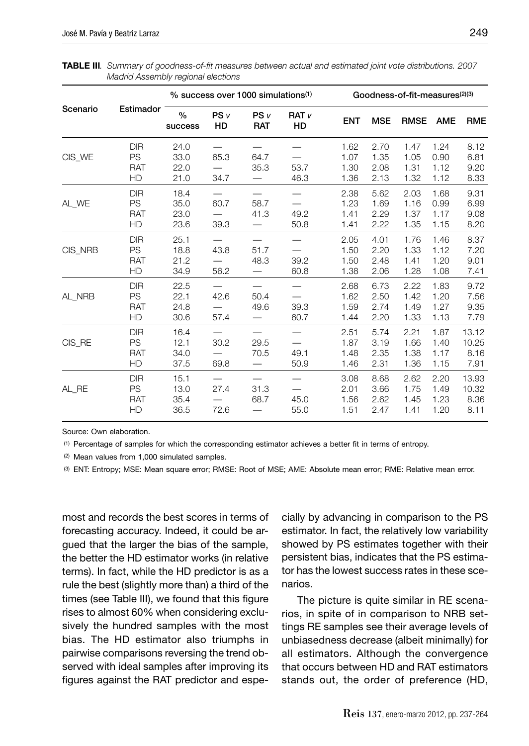**TABLE III**. *Summary of goodness-of-fit measures between actual and estimated joint vote distributions. 2007 Madrid Assembly regional elections*

| Scenario | Estimador | % success over 1000 simulations(1) | | | | Goodness-of-fit-measures(2)(3) | | | | |
|---|---|---|---|---|---|---|---|---|---|---|
| | | % success | PS *v* HD | PS *v* RAT | RAT *v* HD | ENT | MSE | RMSE | AME | RME |
| CIS_WE | DIR | 24.0 | — | — | — | 1.62 | 2.70 | 1.47 | 1.24 | 8.12 |
| | PS | 33.0 | 65.3 | 64.7 | — | 1.07 | 1.35 | 1.05 | 0.90 | 6.81 |
| | RAT | 22.0 | — | 35.3 | 53.7 | 1.30 | 2.08 | 1.31 | 1.12 | 9.20 |
| | HD | 21.0 | 34.7 | — | 46.3 | 1.36 | 2.13 | 1.32 | 1.12 | 8.33 |
| AL_WE | DIR | 18.4 | — | — | — | 2.38 | 5.62 | 2.03 | 1.68 | 9.31 |
| | PS | 35.0 | 60.7 | 58.7 | — | 1.23 | 1.69 | 1.16 | 0.99 | 6.99 |
| | RAT | 23.0 | — | 41.3 | 49.2 | 1.41 | 2.29 | 1.37 | 1.17 | 9.08 |
| | HD | 23.6 | 39.3 | — | 50.8 | 1.41 | 2.22 | 1.35 | 1.15 | 8.20 |
| CIS_NRB | DIR | 25.1 | — | — | — | 2.05 | 4.01 | 1.76 | 1.46 | 8.37 |
| | PS | 18.8 | 43.8 | 51.7 | — | 1.50 | 2.20 | 1.33 | 1.12 | 7.20 |
| | RAT | 21.2 | — | 48.3 | 39.2 | 1.50 | 2.48 | 1.41 | 1.20 | 9.01 |
| | HD | 34.9 | 56.2 | — | 60.8 | 1.38 | 2.06 | 1.28 | 1.08 | 7.41 |
| AL_NRB | DIR | 22.5 | — | — | — | 2.68 | 6.73 | 2.22 | 1.83 | 9.72 |
| | PS | 22.1 | 42.6 | 50.4 | — | 1.62 | 2.50 | 1.42 | 1.20 | 7.56 |
| | RAT | 24.8 | — | 49.6 | 39.3 | 1.59 | 2.74 | 1.49 | 1.27 | 9.35 |
| | HD | 30.6 | 57.4 | — | 60.7 | 1.44 | 2.20 | 1.33 | 1.13 | 7.79 |
| CIS_RE | DIR | 16.4 | — | — | — | 2.51 | 5.74 | 2.21 | 1.87 | 13.12 |
| | PS | 12.1 | 30.2 | 29.5 | — | 1.87 | 3.19 | 1.66 | 1.40 | 10.25 |
| | RAT | 34.0 | — | 70.5 | 49.1 | 1.48 | 2.35 | 1.38 | 1.17 | 8.16 |
| | HD | 37.5 | 69.8 | — | 50.9 | 1.46 | 2.31 | 1.36 | 1.15 | 7.91 |
| AL_RE | DIR | 15.1 | — | — | — | 3.08 | 8.68 | 2.62 | 2.20 | 13.93 |
| | PS | 13.0 | 27.4 | 31.3 | — | 2.01 | 3.66 | 1.75 | 1.49 | 10.32 |
| | RAT | 35.4 | — | 68.7 | 45.0 | 1.56 | 2.62 | 1.45 | 1.23 | 8.36 |
| | HD | 36.5 | 72.6 | — | 55.0 | 1.51 | 2.47 | 1.41 | 1.20 | 8.11 |

Source: Own elaboration.

(1) Percentage of samples for which the corresponding estimator achieves a better fit in terms of entropy.

(2) Mean values from 1,000 simulated samples.

(3) ENT: Entropy; MSE: Mean square error; RMSE: Root of MSE; AME: Absolute mean error; RME: Relative mean error.

most and records the best scores in terms of forecasting accuracy. Indeed, it could be argued that the larger the bias of the sample, the better the HD estimator works (in relative terms). In fact, while the HD predictor is as a rule the best (slightly more than) a third of the times (see Table III), we found that this figure rises to almost 60% when considering exclusively the hundred samples with the most bias. The HD estimator also triumphs in pairwise comparisons reversing the trend observed with ideal samples after improving its figures against the RAT predictor and especially by advancing in comparison to the PS estimator. In fact, the relatively low variability showed by PS estimates together with their persistent bias, indicates that the PS estimator has the lowest success rates in these scenarios.

The picture is quite similar in RE scenarios, in spite of in comparison to NRB settings RE samples see their average levels of unbiasedness decrease (albeit minimally) for all estimators. Although the convergence that occurs between HD and RAT estimators stands out, the order of preference (HD,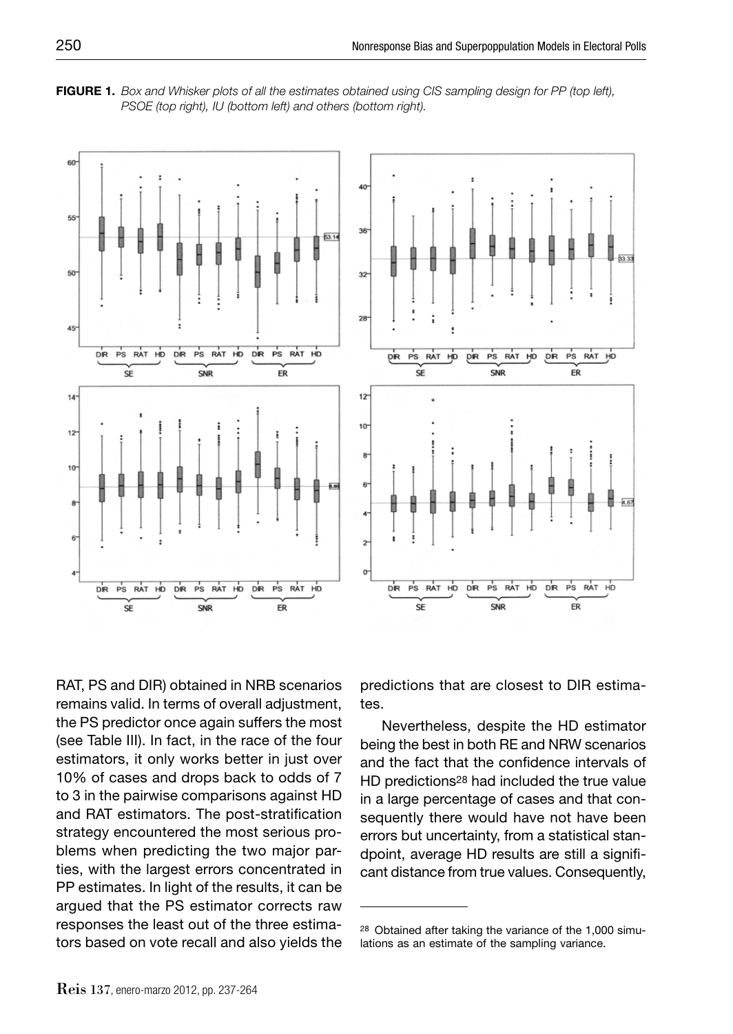**FIGURE 1.** *Box and Whisker plots of all the estimates obtained using CIS sampling design for PP (top left), PSOE (top right), IU (bottom left) and others (bottom right).*

RAT, PS and DIR) obtained in NRB scenarios remains valid. In terms of overall adjustment, the PS predictor once again suffers the most (see Table III). In fact, in the race of the four estimators, it only works better in just over 10% of cases and drops back to odds of 7 to 3 in the pairwise comparisons against HD and RAT estimators. The post-stratification strategy encountered the most serious problems when predicting the two major parties, with the largest errors concentrated in PP estimates. In light of the results, it can be argued that the PS estimator corrects raw responses the least out of the three estimators based on vote recall and also yields the predictions that are closest to DIR estimates.

Nevertheless, despite the HD estimator being the best in both RE and NRW scenarios and the fact that the confidence intervals of HD predictions[28] had included the true value in a large percentage of cases and that consequently there would have not have been errors but uncertainty, from a statistical standpoint, average HD results are still a significant distance from true values. Consequently,

[28] Obtained after taking the variance of the 1,000 simulations as an estimate of the sampling variance.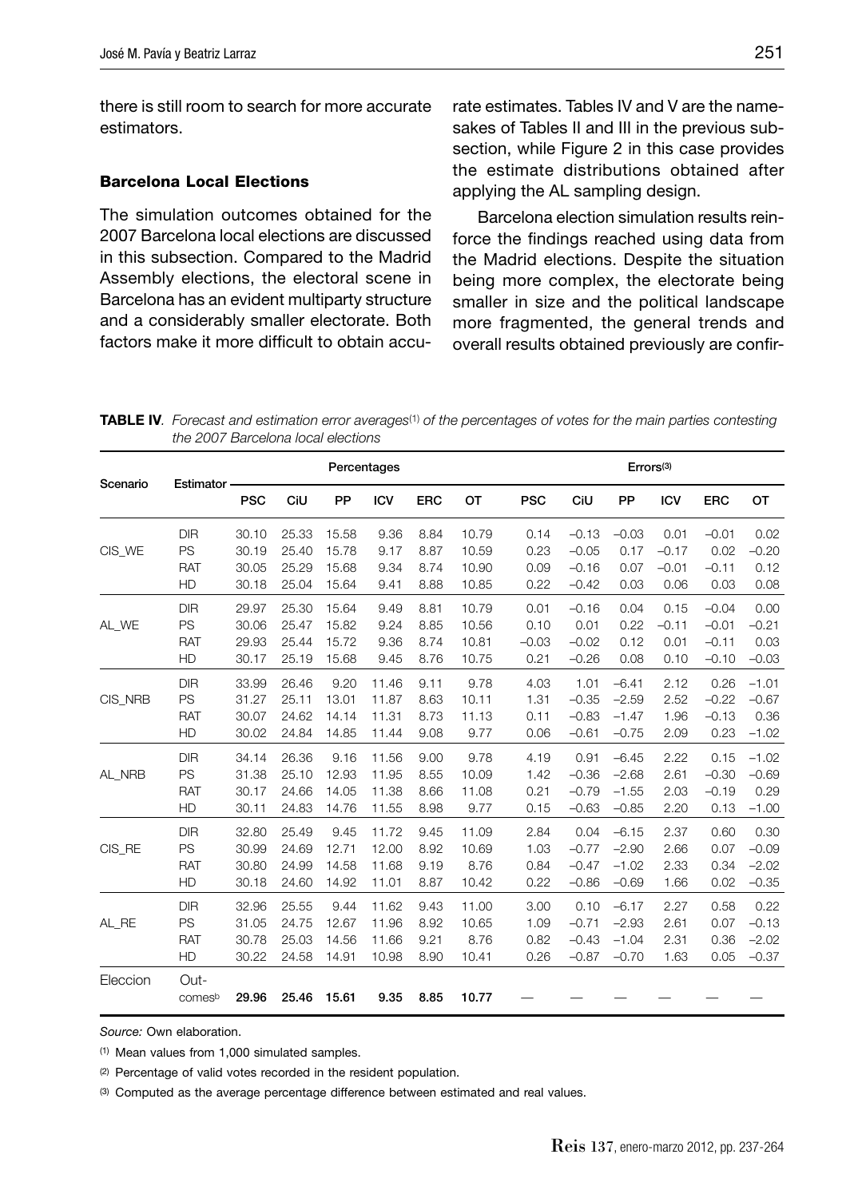there is still room to search for more accurate estimators.

### Barcelona Local Elections

The simulation outcomes obtained for the 2007 Barcelona local elections are discussed in this subsection. Compared to the Madrid Assembly elections, the electoral scene in Barcelona has an evident multiparty structure and a considerably smaller electorate. Both factors make it more difficult to obtain accurate estimates. Tables IV and V are the namesakes of Tables II and III in the previous subsection, while Figure 2 in this case provides the estimate distributions obtained after applying the AL sampling design.

Barcelona election simulation results reinforce the findings reached using data from the Madrid elections. Despite the situation being more complex, the electorate being smaller in size and the political landscape more fragmented, the general trends and overall results obtained previously are confir-

**TABLE IV**. *Forecast and estimation error averages*[(1)] *of the percentages of votes for the main parties contesting the 2007 Barcelona local elections*

| Scenario | Estimator | Percentages | | | | | | Errors[(3)] | | | | | |
|---|---|---|---|---|---|---|---|---|---|---|---|---|---|
| | | PSC | CiU | PP | ICV | ERC | OT | PSC | CiU | PP | ICV | ERC | OT |
| CIS_WE | DIR | 30.10 | 25.33 | 15.58 | 9.36 | 8.84 | 10.79 | 0.14 | –0.13 | –0.03 | 0.01 | –0.01 | 0.02 |
| | PS | 30.19 | 25.40 | 15.78 | 9.17 | 8.87 | 10.59 | 0.23 | –0.05 | 0.17 | –0.17 | 0.02 | –0.20 |
| | RAT | 30.05 | 25.29 | 15.68 | 9.34 | 8.74 | 10.90 | 0.09 | –0.16 | 0.07 | –0.01 | –0.11 | 0.12 |
| | HD | 30.18 | 25.04 | 15.64 | 9.41 | 8.88 | 10.85 | 0.22 | –0.42 | 0.03 | 0.06 | 0.03 | 0.08 |
| AL_WE | DIR | 29.97 | 25.30 | 15.64 | 9.49 | 8.81 | 10.79 | 0.01 | –0.16 | 0.04 | 0.15 | –0.04 | 0.00 |
| | PS | 30.06 | 25.47 | 15.82 | 9.24 | 8.85 | 10.56 | 0.10 | 0.01 | 0.22 | –0.11 | –0.01 | –0.21 |
| | RAT | 29.93 | 25.44 | 15.72 | 9.36 | 8.74 | 10.81 | –0.03 | –0.02 | 0.12 | 0.01 | –0.11 | 0.03 |
| | HD | 30.17 | 25.19 | 15.68 | 9.45 | 8.76 | 10.75 | 0.21 | –0.26 | 0.08 | 0.10 | –0.10 | –0.03 |
| CIS_NRB | DIR | 33.99 | 26.46 | 9.20 | 11.46 | 9.11 | 9.78 | 4.03 | 1.01 | –6.41 | 2.12 | 0.26 | –1.01 |
| | PS | 31.27 | 25.11 | 13.01 | 11.87 | 8.63 | 10.11 | 1.31 | –0.35 | –2.59 | 2.52 | –0.22 | –0.67 |
| | RAT | 30.07 | 24.62 | 14.14 | 11.31 | 8.73 | 11.13 | 0.11 | –0.83 | –1.47 | 1.96 | –0.13 | 0.36 |
| | HD | 30.02 | 24.84 | 14.85 | 11.44 | 9.08 | 9.77 | 0.06 | –0.61 | –0.75 | 2.09 | 0.23 | –1.02 |
| AL_NRB | DIR | 34.14 | 26.36 | 9.16 | 11.56 | 9.00 | 9.78 | 4.19 | 0.91 | –6.45 | 2.22 | 0.15 | –1.02 |
| | PS | 31.38 | 25.10 | 12.93 | 11.95 | 8.55 | 10.09 | 1.42 | –0.36 | –2.68 | 2.61 | –0.30 | –0.69 |
| | RAT | 30.17 | 24.66 | 14.05 | 11.38 | 8.66 | 11.08 | 0.21 | –0.79 | –1.55 | 2.03 | –0.19 | 0.29 |
| | HD | 30.11 | 24.83 | 14.76 | 11.55 | 8.98 | 9.77 | 0.15 | –0.63 | –0.85 | 2.20 | 0.13 | –1.00 |
| CIS_RE | DIR | 32.80 | 25.49 | 9.45 | 11.72 | 9.45 | 11.09 | 2.84 | 0.04 | –6.15 | 2.37 | 0.60 | 0.30 |
| | PS | 30.99 | 24.69 | 12.71 | 12.00 | 8.92 | 10.69 | 1.03 | –0.77 | –2.90 | 2.66 | 0.07 | –0.09 |
| | RAT | 30.80 | 24.99 | 14.58 | 11.68 | 9.19 | 8.76 | 0.84 | –0.47 | –1.02 | 2.33 | 0.34 | –2.02 |
| | HD | 30.18 | 24.60 | 14.92 | 11.01 | 8.87 | 10.42 | 0.22 | –0.86 | –0.69 | 1.66 | 0.02 | –0.35 |
| AL_RE | DIR | 32.96 | 25.55 | 9.44 | 11.62 | 9.43 | 11.00 | 3.00 | 0.10 | –6.17 | 2.27 | 0.58 | 0.22 |
| | PS | 31.05 | 24.75 | 12.67 | 11.96 | 8.92 | 10.65 | 1.09 | –0.71 | –2.93 | 2.61 | 0.07 | –0.13 |
| | RAT | 30.78 | 25.03 | 14.56 | 11.66 | 9.21 | 8.76 | 0.82 | –0.43 | –1.04 | 2.31 | 0.36 | –2.02 |
| | HD | 30.22 | 24.58 | 14.91 | 10.98 | 8.90 | 10.41 | 0.26 | –0.87 | –0.70 | 1.63 | 0.05 | –0.37 |
| Eleccion | Outcomes[b] | **29.96** | **25.46** | **15.61** | **9.35** | **8.85** | **10.77** | — | — | — | — | — | — |

*Source:* Own elaboration.

[(1)] Mean values from 1,000 simulated samples.

[(2)] Percentage of valid votes recorded in the resident population.

[(3)] Computed as the average percentage difference between estimated and real values.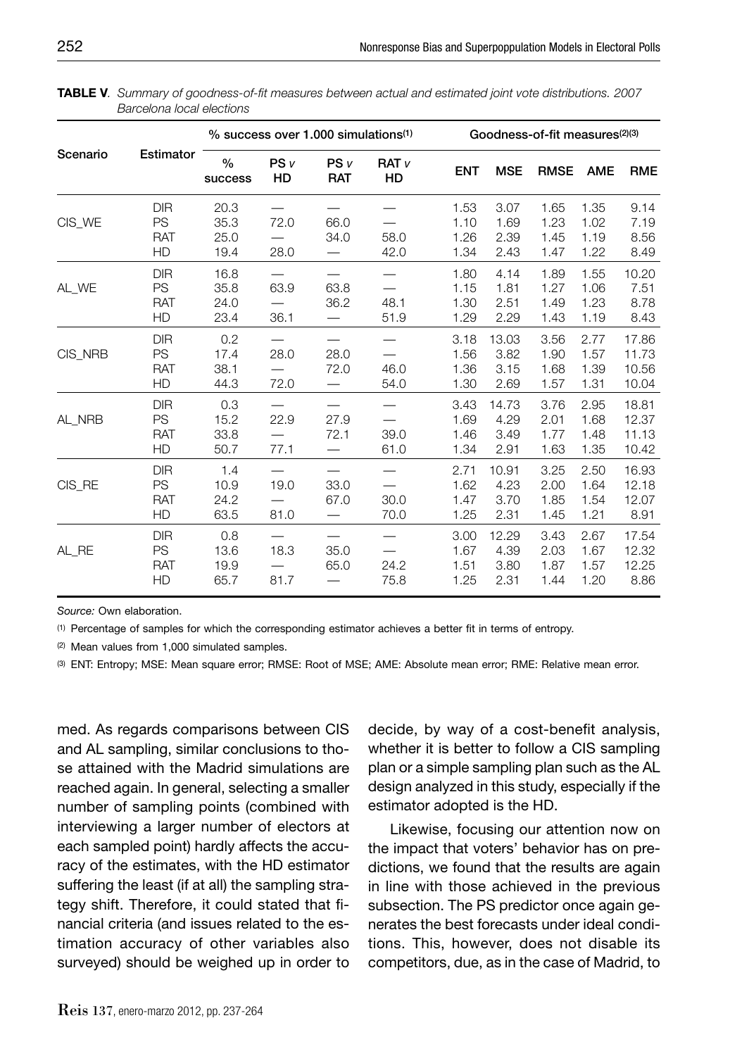**TABLE V**. *Summary of goodness-of-fit measures between actual and estimated joint vote distributions. 2007 Barcelona local elections*

| Scenario | Estimator | % success over 1.000 simulations(1) | | | | Goodness-of-fit measures(2)(3) | | | | |
|---|---|---|---|---|---|---|---|---|---|---|
| | | % success | PS *v* HD | PS *v* RAT | RAT *v* HD | ENT | MSE | RMSE | AME | RME |
| CIS_WE | DIR | 20.3 | — | — | — | 1.53 | 3.07 | 1.65 | 1.35 | 9.14 |
| | PS | 35.3 | 72.0 | 66.0 | — | 1.10 | 1.69 | 1.23 | 1.02 | 7.19 |
| | RAT | 25.0 | — | 34.0 | 58.0 | 1.26 | 2.39 | 1.45 | 1.19 | 8.56 |
| | HD | 19.4 | 28.0 | — | 42.0 | 1.34 | 2.43 | 1.47 | 1.22 | 8.49 |
| AL_WE | DIR | 16.8 | — | — | — | 1.80 | 4.14 | 1.89 | 1.55 | 10.20 |
| | PS | 35.8 | 63.9 | 63.8 | — | 1.15 | 1.81 | 1.27 | 1.06 | 7.51 |
| | RAT | 24.0 | — | 36.2 | 48.1 | 1.30 | 2.51 | 1.49 | 1.23 | 8.78 |
| | HD | 23.4 | 36.1 | — | 51.9 | 1.29 | 2.29 | 1.43 | 1.19 | 8.43 |
| CIS_NRB | DIR | 0.2 | — | — | — | 3.18 | 13.03 | 3.56 | 2.77 | 17.86 |
| | PS | 17.4 | 28.0 | 28.0 | — | 1.56 | 3.82 | 1.90 | 1.57 | 11.73 |
| | RAT | 38.1 | — | 72.0 | 46.0 | 1.36 | 3.15 | 1.68 | 1.39 | 10.56 |
| | HD | 44.3 | 72.0 | — | 54.0 | 1.30 | 2.69 | 1.57 | 1.31 | 10.04 |
| AL_NRB | DIR | 0.3 | — | — | — | 3.43 | 14.73 | 3.76 | 2.95 | 18.81 |
| | PS | 15.2 | 22.9 | 27.9 | — | 1.69 | 4.29 | 2.01 | 1.68 | 12.37 |
| | RAT | 33.8 | — | 72.1 | 39.0 | 1.46 | 3.49 | 1.77 | 1.48 | 11.13 |
| | HD | 50.7 | 77.1 | — | 61.0 | 1.34 | 2.91 | 1.63 | 1.35 | 10.42 |
| CIS_RE | DIR | 1.4 | — | — | — | 2.71 | 10.91 | 3.25 | 2.50 | 16.93 |
| | PS | 10.9 | 19.0 | 33.0 | — | 1.62 | 4.23 | 2.00 | 1.64 | 12.18 |
| | RAT | 24.2 | — | 67.0 | 30.0 | 1.47 | 3.70 | 1.85 | 1.54 | 12.07 |
| | HD | 63.5 | 81.0 | — | 70.0 | 1.25 | 2.31 | 1.45 | 1.21 | 8.91 |
| AL_RE | DIR | 0.8 | — | — | — | 3.00 | 12.29 | 3.43 | 2.67 | 17.54 |
| | PS | 13.6 | 18.3 | 35.0 | — | 1.67 | 4.39 | 2.03 | 1.67 | 12.32 |
| | RAT | 19.9 | — | 65.0 | 24.2 | 1.51 | 3.80 | 1.87 | 1.57 | 12.25 |
| | HD | 65.7 | 81.7 | — | 75.8 | 1.25 | 2.31 | 1.44 | 1.20 | 8.86 |

*Source:* Own elaboration.

(1) Percentage of samples for which the corresponding estimator achieves a better fit in terms of entropy.

(2) Mean values from 1,000 simulated samples.

(3) ENT: Entropy; MSE: Mean square error; RMSE: Root of MSE; AME: Absolute mean error; RME: Relative mean error.

med. As regards comparisons between CIS and AL sampling, similar conclusions to those attained with the Madrid simulations are reached again. In general, selecting a smaller number of sampling points (combined with interviewing a larger number of electors at each sampled point) hardly affects the accuracy of the estimates, with the HD estimator suffering the least (if at all) the sampling strategy shift. Therefore, it could stated that financial criteria (and issues related to the estimation accuracy of other variables also surveyed) should be weighed up in order to decide, by way of a cost-benefit analysis, whether it is better to follow a CIS sampling plan or a simple sampling plan such as the AL design analyzed in this study, especially if the estimator adopted is the HD.

Likewise, focusing our attention now on the impact that voters' behavior has on predictions, we found that the results are again in line with those achieved in the previous subsection. The PS predictor once again generates the best forecasts under ideal conditions. This, however, does not disable its competitors, due, as in the case of Madrid, to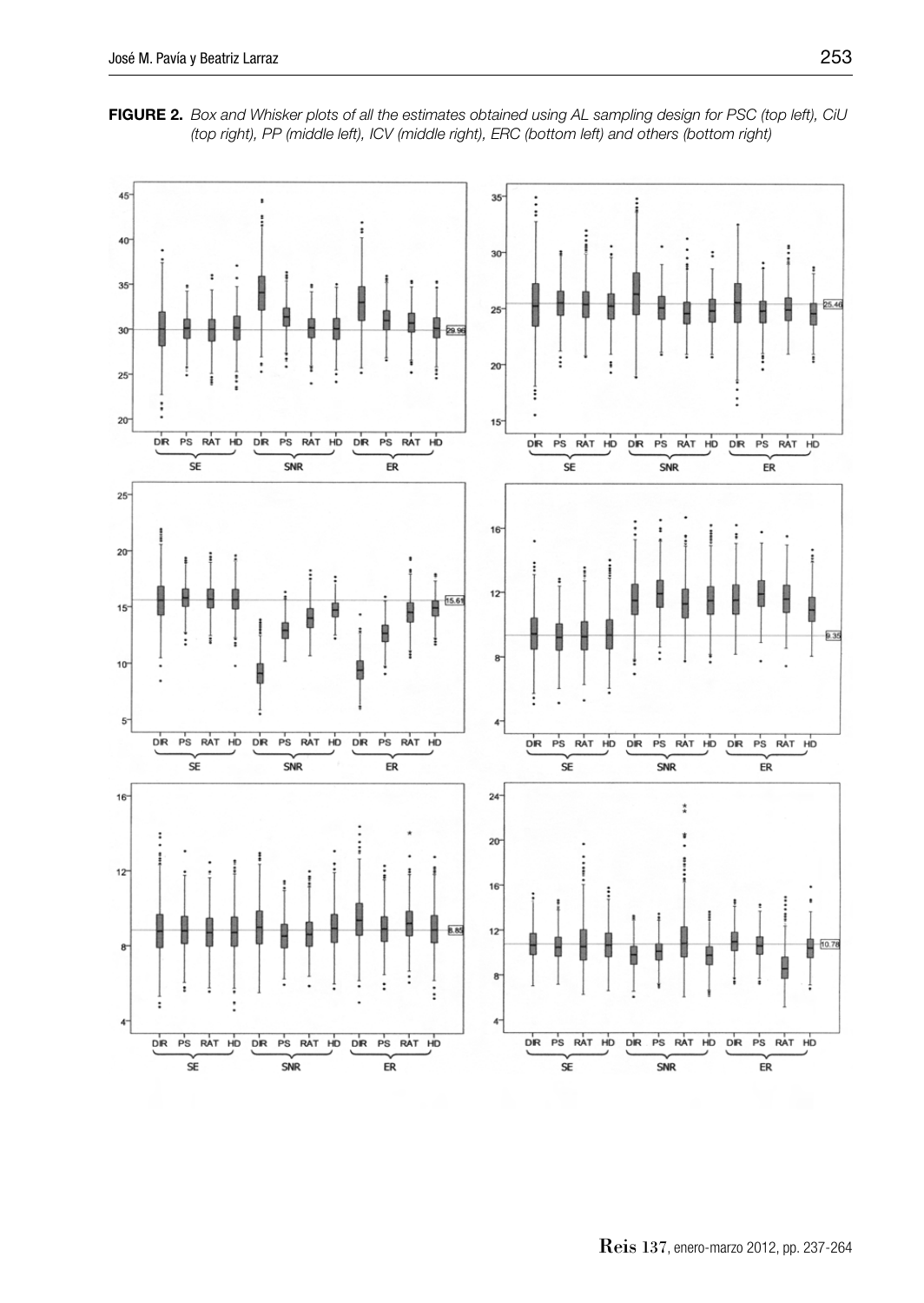**FIGURE 2.** *Box and Whisker plots of all the estimates obtained using AL sampling design for PSC (top left), CiU (top right), PP (middle left), ICV (middle right), ERC (bottom left) and others (bottom right)*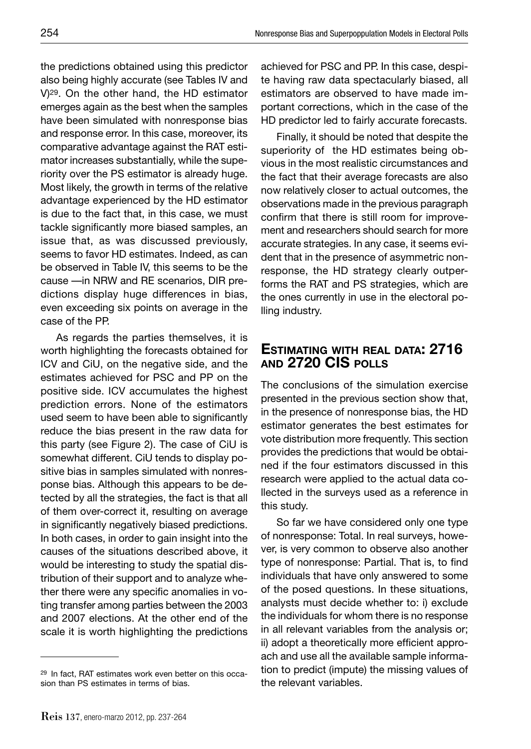the predictions obtained using this predictor also being highly accurate (see Tables IV and V)[29]. On the other hand, the HD estimator emerges again as the best when the samples have been simulated with nonresponse bias and response error. In this case, moreover, its comparative advantage against the RAT estimator increases substantially, while the superiority over the PS estimator is already huge. Most likely, the growth in terms of the relative advantage experienced by the HD estimator is due to the fact that, in this case, we must tackle significantly more biased samples, an issue that, as was discussed previously, seems to favor HD estimates. Indeed, as can be observed in Table IV, this seems to be the cause —in NRW and RE scenarios, DIR predictions display huge differences in bias, even exceeding six points on average in the case of the PP.

As regards the parties themselves, it is worth highlighting the forecasts obtained for ICV and CiU, on the negative side, and the estimates achieved for PSC and PP on the positive side. ICV accumulates the highest prediction errors. None of the estimators used seem to have been able to significantly reduce the bias present in the raw data for this party (see Figure 2). The case of CiU is somewhat different. CiU tends to display positive bias in samples simulated with nonresponse bias. Although this appears to be detected by all the strategies, the fact is that all of them over-correct it, resulting on average in significantly negatively biased predictions. In both cases, in order to gain insight into the causes of the situations described above, it would be interesting to study the spatial distribution of their support and to analyze whether there were any specific anomalies in voting transfer among parties between the 2003 and 2007 elections. At the other end of the scale it is worth highlighting the predictions achieved for PSC and PP. In this case, despite having raw data spectacularly biased, all estimators are observed to have made important corrections, which in the case of the HD predictor led to fairly accurate forecasts.

Finally, it should be noted that despite the superiority of the HD estimates being obvious in the most realistic circumstances and the fact that their average forecasts are also now relatively closer to actual outcomes, the observations made in the previous paragraph confirm that there is still room for improvement and researchers should search for more accurate strategies. In any case, it seems evident that in the presence of asymmetric nonresponse, the HD strategy clearly outperforms the RAT and PS strategies, which are the ones currently in use in the electoral polling industry.

## ESTIMATING WITH REAL DATA: 2716 AND 2720 CIS POLLS

The conclusions of the simulation exercise presented in the previous section show that, in the presence of nonresponse bias, the HD estimator generates the best estimates for vote distribution more frequently. This section provides the predictions that would be obtained if the four estimators discussed in this research were applied to the actual data collected in the surveys used as a reference in this study.

So far we have considered only one type of nonresponse: Total. In real surveys, however, is very common to observe also another type of nonresponse: Partial. That is, to find individuals that have only answered to some of the posed questions. In these situations, analysts must decide whether to: i) exclude the individuals for whom there is no response in all relevant variables from the analysis or; ii) adopt a theoretically more efficient approach and use all the available sample information to predict (impute) the missing values of the relevant variables.

[29] In fact, RAT estimates work even better on this occasion than PS estimates in terms of bias.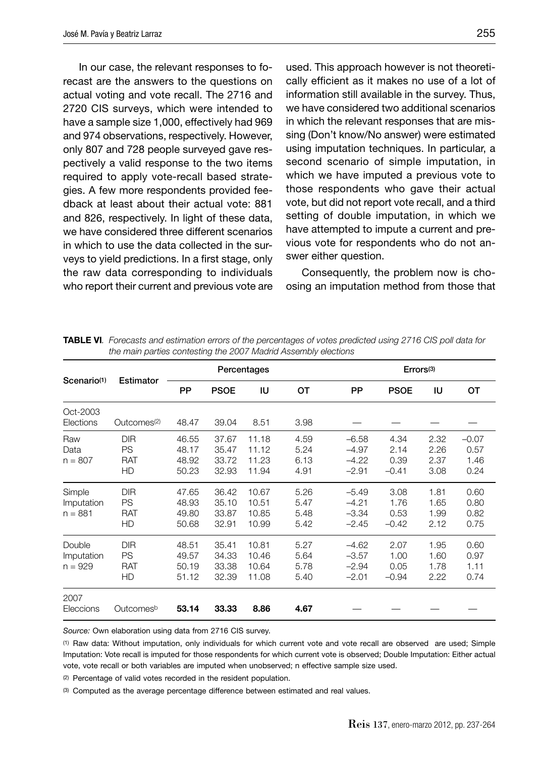In our case, the relevant responses to forecast are the answers to the questions on actual voting and vote recall. The 2716 and 2720 CIS surveys, which were intended to have a sample size 1,000, effectively had 969 and 974 observations, respectively. However, only 807 and 728 people surveyed gave respectively a valid response to the two items required to apply vote-recall based strategies. A few more respondents provided feedback at least about their actual vote: 881 and 826, respectively. In light of these data, we have considered three different scenarios in which to use the data collected in the surveys to yield predictions. In a first stage, only the raw data corresponding to individuals who report their current and previous vote are used. This approach however is not theoretically efficient as it makes no use of a lot of information still available in the survey. Thus, we have considered two additional scenarios in which the relevant responses that are missing (Don't know/No answer) were estimated using imputation techniques. In particular, a second scenario of simple imputation, in which we have imputed a previous vote to those respondents who gave their actual vote, but did not report vote recall, and a third setting of double imputation, in which we have attempted to impute a current and previous vote for respondents who do not answer either question.

Consequently, the problem now is choosing an imputation method from those that

**TABLE VI**. *Forecasts and estimation errors of the percentages of votes predicted using 2716 CIS poll data for the main parties contesting the 2007 Madrid Assembly elections*

| Scenario(1) | Estimator | Percentages | | | | Errors(3) | | | |
|---|---|---|---|---|---|---|---|---|---|
| | | PP | PSOE | IU | OT | PP | PSOE | IU | OT |
| Oct-2003 Elections | Outcomes(2) | 48.47 | 39.04 | 8.51 | 3.98 | — | — | — | — |
| Raw Data n = 807 | DIR | 46.55 | 37.67 | 11.18 | 4.59 | –6.58 | 4.34 | 2.32 | –0.07 |
| | PS | 48.17 | 35.47 | 11.12 | 5.24 | –4.97 | 2.14 | 2.26 | 0.57 |
| | RAT | 48.92 | 33.72 | 11.23 | 6.13 | –4.22 | 0.39 | 2.37 | 1.46 |
| | HD | 50.23 | 32.93 | 11.94 | 4.91 | –2.91 | –0.41 | 3.08 | 0.24 |
| Simple Imputation n = 881 | DIR | 47.65 | 36.42 | 10.67 | 5.26 | –5.49 | 3.08 | 1.81 | 0.60 |
| | PS | 48.93 | 35.10 | 10.51 | 5.47 | –4.21 | 1.76 | 1.65 | 0.80 |
| | RAT | 49.80 | 33.87 | 10.85 | 5.48 | –3.34 | 0.53 | 1.99 | 0.82 |
| | HD | 50.68 | 32.91 | 10.99 | 5.42 | –2.45 | –0.42 | 2.12 | 0.75 |
| Double Imputation n = 929 | DIR | 48.51 | 35.41 | 10.81 | 5.27 | –4.62 | 2.07 | 1.95 | 0.60 |
| | PS | 49.57 | 34.33 | 10.46 | 5.64 | –3.57 | 1.00 | 1.60 | 0.97 |
| | RAT | 50.19 | 33.38 | 10.64 | 5.78 | –2.94 | 0.05 | 1.78 | 1.11 |
| | HD | 51.12 | 32.39 | 11.08 | 5.40 | –2.01 | –0.94 | 2.22 | 0.74 |
| 2007 Eleccions | Outcomes[b] | **53.14** | **33.33** | **8.86** | **4.67** | — | — | — | — |

*Source:* Own elaboration using data from 2716 CIS survey.

(1) Raw data: Without imputation, only individuals for which current vote and vote recall are observed are used; Simple Imputation: Vote recall is imputed for those respondents for which current vote is observed; Double Imputation: Either actual vote, vote recall or both variables are imputed when unobserved; n effective sample size used.

(2) Percentage of valid votes recorded in the resident population.

(3) Computed as the average percentage difference between estimated and real values.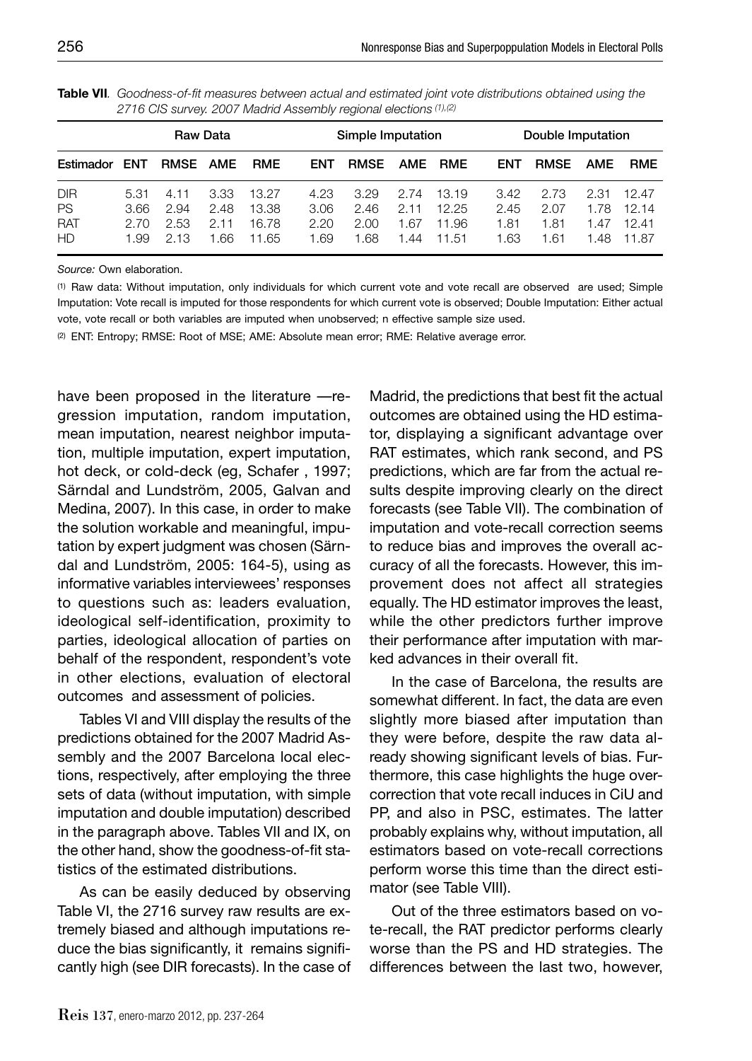**Table VII**. *Goodness-of-fit measures between actual and estimated joint vote distributions obtained using the 2716 CIS survey. 2007 Madrid Assembly regional elections* (1),(2)

| | Raw Data | | | | Simple Imputation | | | | Double Imputation | | | |
|---|---|---|---|---|---|---|---|---|---|---|---|---|
| Estimador | ENT | RMSE | AME | RME | ENT | RMSE | AME | RME | ENT | RMSE | AME | RME |
| DIR | 5.31 | 4.11 | 3.33 | 13.27 | 4.23 | 3.29 | 2.74 | 13.19 | 3.42 | 2.73 | 2.31 | 12.47 |
| PS | 3.66 | 2.94 | 2.48 | 13.38 | 3.06 | 2.46 | 2.11 | 12.25 | 2.45 | 2.07 | 1.78 | 12.14 |
| RAT | 2.70 | 2.53 | 2.11 | 16.78 | 2.20 | 2.00 | 1.67 | 11.96 | 1.81 | 1.81 | 1.47 | 12.41 |
| HD | 1.99 | 2.13 | 1.66 | 11.65 | 1.69 | 1.68 | 1.44 | 11.51 | 1.63 | 1.61 | 1.48 | 11.87 |

*Source:* Own elaboration.

(1) Raw data: Without imputation, only individuals for which current vote and vote recall are observed are used; Simple Imputation: Vote recall is imputed for those respondents for which current vote is observed; Double Imputation: Either actual vote, vote recall or both variables are imputed when unobserved; n effective sample size used.

(2) ENT: Entropy; RMSE: Root of MSE; AME: Absolute mean error; RME: Relative average error.

have been proposed in the literature —regression imputation, random imputation, mean imputation, nearest neighbor imputation, multiple imputation, expert imputation, hot deck, or cold-deck (eg, Schafer , 1997; Särndal and Lundström, 2005, Galvan and Medina, 2007). In this case, in order to make the solution workable and meaningful, imputation by expert judgment was chosen (Särndal and Lundström, 2005: 164-5), using as informative variables interviewees' responses to questions such as: leaders evaluation, ideological self-identification, proximity to parties, ideological allocation of parties on behalf of the respondent, respondent's vote in other elections, evaluation of electoral outcomes and assessment of policies.

Tables VI and VIII display the results of the predictions obtained for the 2007 Madrid Assembly and the 2007 Barcelona local elections, respectively, after employing the three sets of data (without imputation, with simple imputation and double imputation) described in the paragraph above. Tables VII and IX, on the other hand, show the goodness-of-fit statistics of the estimated distributions.

As can be easily deduced by observing Table VI, the 2716 survey raw results are extremely biased and although imputations reduce the bias significantly, it remains significantly high (see DIR forecasts). In the case of Madrid, the predictions that best fit the actual outcomes are obtained using the HD estimator, displaying a significant advantage over RAT estimates, which rank second, and PS predictions, which are far from the actual results despite improving clearly on the direct forecasts (see Table VII). The combination of imputation and vote-recall correction seems to reduce bias and improves the overall accuracy of all the forecasts. However, this improvement does not affect all strategies equally. The HD estimator improves the least, while the other predictors further improve their performance after imputation with marked advances in their overall fit.

In the case of Barcelona, the results are somewhat different. In fact, the data are even slightly more biased after imputation than they were before, despite the raw data already showing significant levels of bias. Furthermore, this case highlights the huge overcorrection that vote recall induces in CiU and PP, and also in PSC, estimates. The latter probably explains why, without imputation, all estimators based on vote-recall corrections perform worse this time than the direct estimator (see Table VIII).

Out of the three estimators based on vote-recall, the RAT predictor performs clearly worse than the PS and HD strategies. The differences between the last two, however,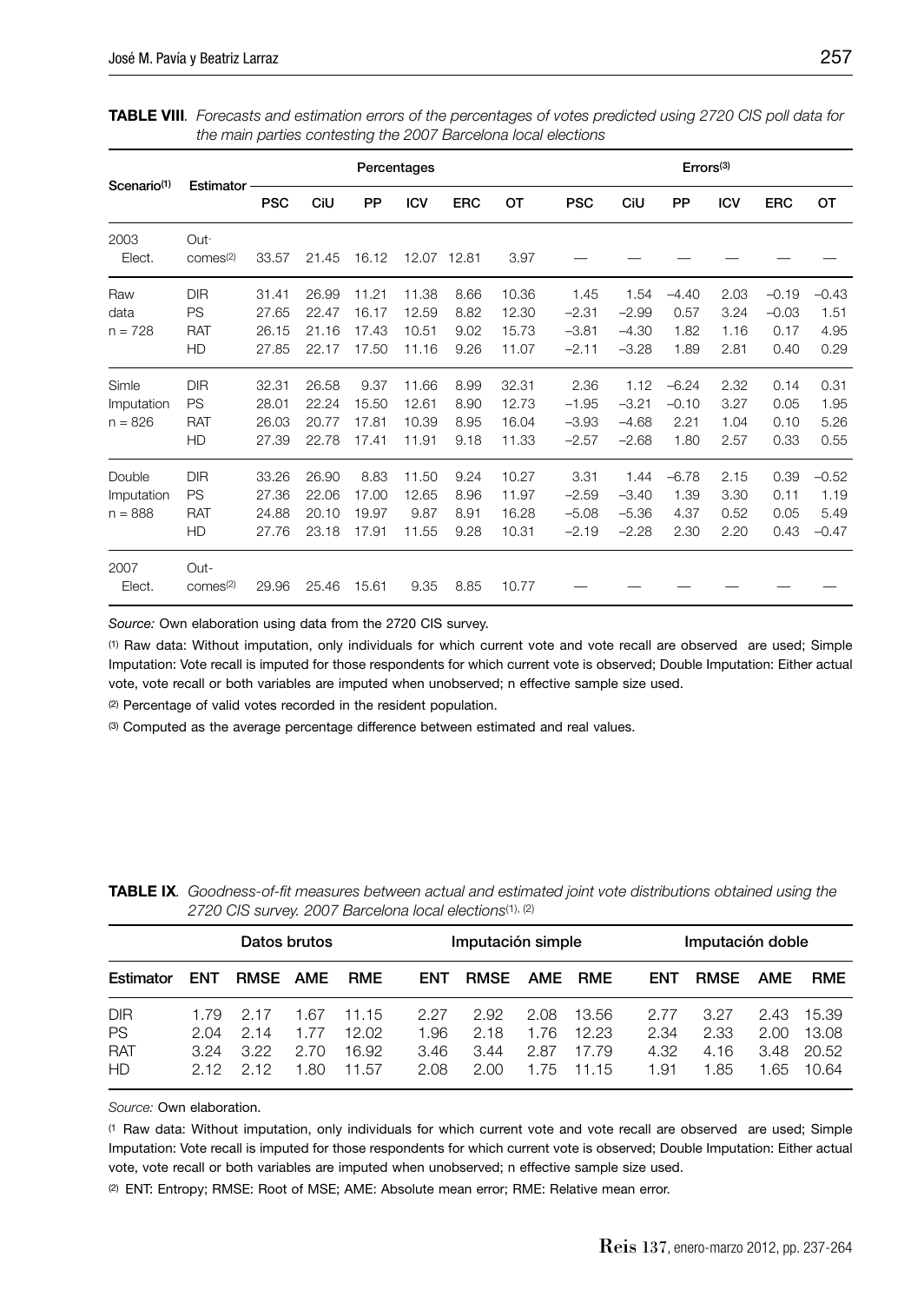**TABLE VIII**. *Forecasts and estimation errors of the percentages of votes predicted using 2720 CIS poll data for the main parties contesting the 2007 Barcelona local elections*

| Scenario[(1)] | Estimator | Percentages | | | | | | Errors[(3)] | | | | | |
|---|---|---|---|---|---|---|---|---|---|---|---|---|---|
| | | PSC | CiU | PP | ICV | ERC | OT | PSC | CiU | PP | ICV | ERC | OT |
| 2003 Elect. | Outcomes[(2)] | 33.57 | 21.45 | 16.12 | 12.07 | 12.81 | 3.97 | — | — | — | — | — | — |
| Raw data n = 728 | DIR | 31.41 | 26.99 | 11.21 | 11.38 | 8.66 | 10.36 | 1.45 | 1.54 | −4.40 | 2.03 | −0.19 | −0.43 |
| | PS | 27.65 | 22.47 | 16.17 | 12.59 | 8.82 | 12.30 | −2.31 | −2.99 | 0.57 | 3.24 | −0.03 | 1.51 |
| | RAT | 26.15 | 21.16 | 17.43 | 10.51 | 9.02 | 15.73 | −3.81 | −4.30 | 1.82 | 1.16 | 0.17 | 4.95 |
| | HD | 27.85 | 22.17 | 17.50 | 11.16 | 9.26 | 11.07 | −2.11 | −3.28 | 1.89 | 2.81 | 0.40 | 0.29 |
| Simle Imputation n = 826 | DIR | 32.31 | 26.58 | 9.37 | 11.66 | 8.99 | 32.31 | 2.36 | 1.12 | −6.24 | 2.32 | 0.14 | 0.31 |
| | PS | 28.01 | 22.24 | 15.50 | 12.61 | 8.90 | 12.73 | −1.95 | −3.21 | −0.10 | 3.27 | 0.05 | 1.95 |
| | RAT | 26.03 | 20.77 | 17.81 | 10.39 | 8.95 | 16.04 | −3.93 | −4.68 | 2.21 | 1.04 | 0.10 | 5.26 |
| | HD | 27.39 | 22.78 | 17.41 | 11.91 | 9.18 | 11.33 | −2.57 | −2.68 | 1.80 | 2.57 | 0.33 | 0.55 |
| Double Imputation n = 888 | DIR | 33.26 | 26.90 | 8.83 | 11.50 | 9.24 | 10.27 | 3.31 | 1.44 | −6.78 | 2.15 | 0.39 | −0.52 |
| | PS | 27.36 | 22.06 | 17.00 | 12.65 | 8.96 | 11.97 | −2.59 | −3.40 | 1.39 | 3.30 | 0.11 | 1.19 |
| | RAT | 24.88 | 20.10 | 19.97 | 9.87 | 8.91 | 16.28 | −5.08 | −5.36 | 4.37 | 0.52 | 0.05 | 5.49 |
| | HD | 27.76 | 23.18 | 17.91 | 11.55 | 9.28 | 10.31 | −2.19 | −2.28 | 2.30 | 2.20 | 0.43 | −0.47 |
| 2007 Elect. | Outcomes[(2)] | 29.96 | 25.46 | 15.61 | 9.35 | 8.85 | 10.77 | — | — | — | — | — | — |

*Source:* Own elaboration using data from the 2720 CIS survey.

(1) Raw data: Without imputation, only individuals for which current vote and vote recall are observed are used; Simple Imputation: Vote recall is imputed for those respondents for which current vote is observed; Double Imputation: Either actual vote, vote recall or both variables are imputed when unobserved; n effective sample size used.

(2) Percentage of valid votes recorded in the resident population.

(3) Computed as the average percentage difference between estimated and real values.

**TABLE IX**. *Goodness-of-fit measures between actual and estimated joint vote distributions obtained using the 2720 CIS survey. 2007 Barcelona local elections*[(1), (2)]

| | Datos brutos | | | | Imputación simple | | | | Imputación doble | | | |
|---|---|---|---|---|---|---|---|---|---|---|---|---|
| Estimator | ENT | RMSE | AME | RME | ENT | RMSE | AME | RME | ENT | RMSE | AME | RME |
| DIR | 1.79 | 2.17 | 1.67 | 11.15 | 2.27 | 2.92 | 2.08 | 13.56 | 2.77 | 3.27 | 2.43 | 15.39 |
| PS | 2.04 | 2.14 | 1.77 | 12.02 | 1.96 | 2.18 | 1.76 | 12.23 | 2.34 | 2.33 | 2.00 | 13.08 |
| RAT | 3.24 | 3.22 | 2.70 | 16.92 | 3.46 | 3.44 | 2.87 | 17.79 | 4.32 | 4.16 | 3.48 | 20.52 |
| HD | 2.12 | 2.12 | 1.80 | 11.57 | 2.08 | 2.00 | 1.75 | 11.15 | 1.91 | 1.85 | 1.65 | 10.64 |

*Source:* Own elaboration.

(1) Raw data: Without imputation, only individuals for which current vote and vote recall are observed are used; Simple Imputation: Vote recall is imputed for those respondents for which current vote is observed; Double Imputation: Either actual vote, vote recall or both variables are imputed when unobserved; n effective sample size used.

(2) ENT: Entropy; RMSE: Root of MSE; AME: Absolute mean error; RME: Relative mean error.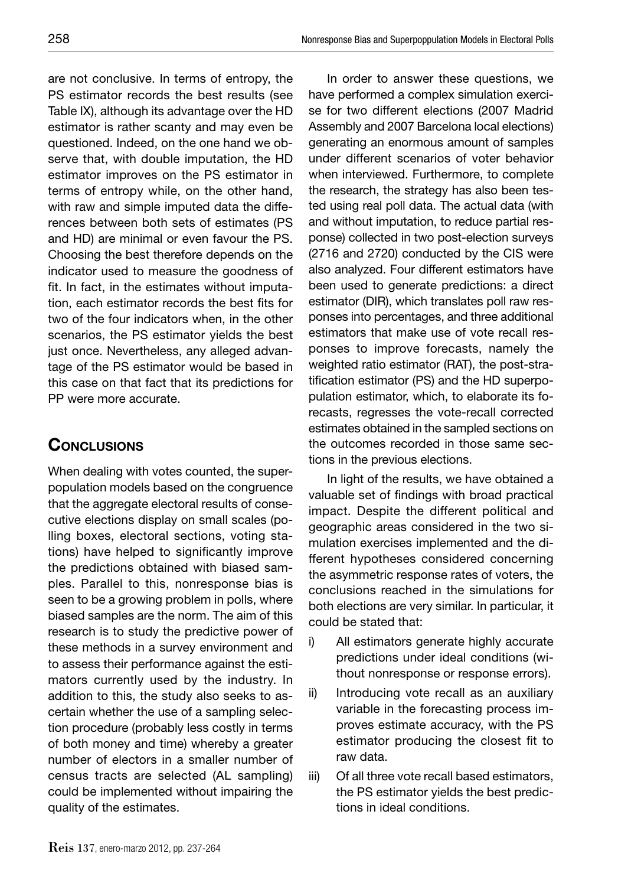are not conclusive. In terms of entropy, the PS estimator records the best results (see Table IX), although its advantage over the HD estimator is rather scanty and may even be questioned. Indeed, on the one hand we observe that, with double imputation, the HD estimator improves on the PS estimator in terms of entropy while, on the other hand, with raw and simple imputed data the differences between both sets of estimates (PS and HD) are minimal or even favour the PS. Choosing the best therefore depends on the indicator used to measure the goodness of fit. In fact, in the estimates without imputation, each estimator records the best fits for two of the four indicators when, in the other scenarios, the PS estimator yields the best just once. Nevertheless, any alleged advantage of the PS estimator would be based in this case on that fact that its predictions for PP were more accurate.

## Conclusions

When dealing with votes counted, the superpopulation models based on the congruence that the aggregate electoral results of consecutive elections display on small scales (polling boxes, electoral sections, voting stations) have helped to significantly improve the predictions obtained with biased samples. Parallel to this, nonresponse bias is seen to be a growing problem in polls, where biased samples are the norm. The aim of this research is to study the predictive power of these methods in a survey environment and to assess their performance against the estimators currently used by the industry. In addition to this, the study also seeks to ascertain whether the use of a sampling selection procedure (probably less costly in terms of both money and time) whereby a greater number of electors in a smaller number of census tracts are selected (AL sampling) could be implemented without impairing the quality of the estimates.

In order to answer these questions, we have performed a complex simulation exercise for two different elections (2007 Madrid Assembly and 2007 Barcelona local elections) generating an enormous amount of samples under different scenarios of voter behavior when interviewed. Furthermore, to complete the research, the strategy has also been tested using real poll data. The actual data (with and without imputation, to reduce partial response) collected in two post-election surveys (2716 and 2720) conducted by the CIS were also analyzed. Four different estimators have been used to generate predictions: a direct estimator (DIR), which translates poll raw responses into percentages, and three additional estimators that make use of vote recall responses to improve forecasts, namely the weighted ratio estimator (RAT), the post-stratification estimator (PS) and the HD superpopulation estimator, which, to elaborate its forecasts, regresses the vote-recall corrected estimates obtained in the sampled sections on the outcomes recorded in those same sections in the previous elections.

In light of the results, we have obtained a valuable set of findings with broad practical impact. Despite the different political and geographic areas considered in the two simulation exercises implemented and the different hypotheses considered concerning the asymmetric response rates of voters, the conclusions reached in the simulations for both elections are very similar. In particular, it could be stated that:

i) All estimators generate highly accurate predictions under ideal conditions (without nonresponse or response errors).
ii) Introducing vote recall as an auxiliary variable in the forecasting process improves estimate accuracy, with the PS estimator producing the closest fit to raw data.
iii) Of all three vote recall based estimators, the PS estimator yields the best predictions in ideal conditions.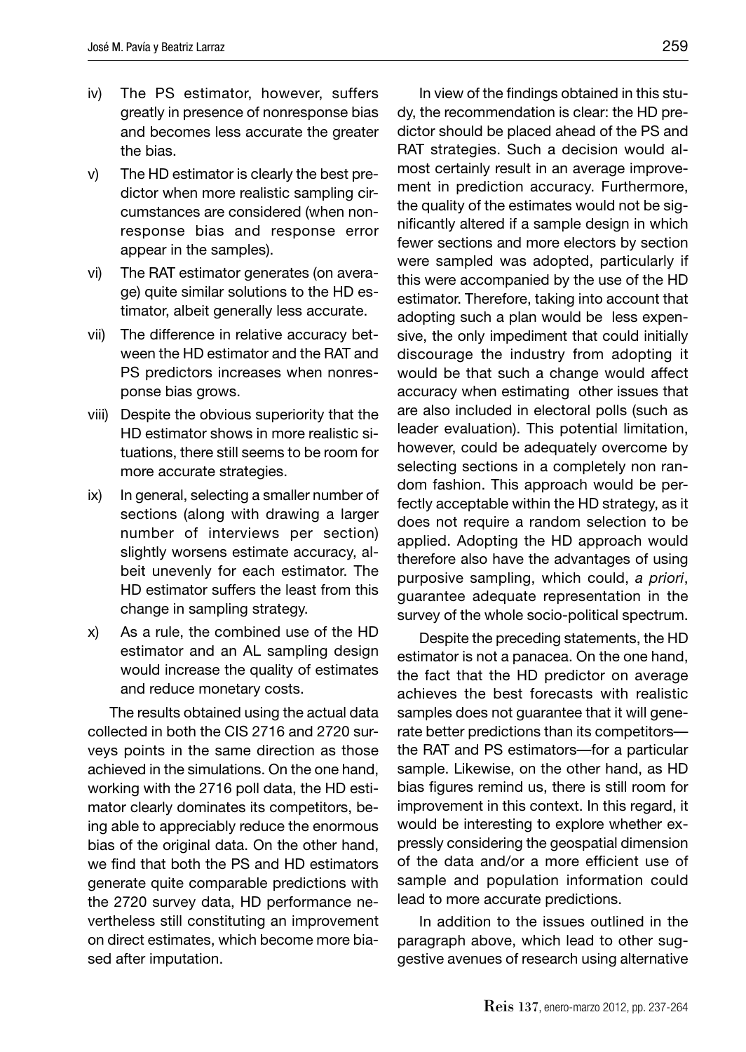iv) The PS estimator, however, suffers greatly in presence of nonresponse bias and becomes less accurate the greater the bias.

v) The HD estimator is clearly the best predictor when more realistic sampling circumstances are considered (when nonresponse bias and response error appear in the samples).

vi) The RAT estimator generates (on average) quite similar solutions to the HD estimator, albeit generally less accurate.

vii) The difference in relative accuracy between the HD estimator and the RAT and PS predictors increases when nonresponse bias grows.

viii) Despite the obvious superiority that the HD estimator shows in more realistic situations, there still seems to be room for more accurate strategies.

ix) In general, selecting a smaller number of sections (along with drawing a larger number of interviews per section) slightly worsens estimate accuracy, albeit unevenly for each estimator. The HD estimator suffers the least from this change in sampling strategy.

x) As a rule, the combined use of the HD estimator and an AL sampling design would increase the quality of estimates and reduce monetary costs.

The results obtained using the actual data collected in both the CIS 2716 and 2720 surveys points in the same direction as those achieved in the simulations. On the one hand, working with the 2716 poll data, the HD estimator clearly dominates its competitors, being able to appreciably reduce the enormous bias of the original data. On the other hand, we find that both the PS and HD estimators generate quite comparable predictions with the 2720 survey data, HD performance nevertheless still constituting an improvement on direct estimates, which become more biased after imputation.

In view of the findings obtained in this study, the recommendation is clear: the HD predictor should be placed ahead of the PS and RAT strategies. Such a decision would almost certainly result in an average improvement in prediction accuracy. Furthermore, the quality of the estimates would not be significantly altered if a sample design in which fewer sections and more electors by section were sampled was adopted, particularly if this were accompanied by the use of the HD estimator. Therefore, taking into account that adopting such a plan would be less expensive, the only impediment that could initially discourage the industry from adopting it would be that such a change would affect accuracy when estimating other issues that are also included in electoral polls (such as leader evaluation). This potential limitation, however, could be adequately overcome by selecting sections in a completely non random fashion. This approach would be perfectly acceptable within the HD strategy, as it does not require a random selection to be applied. Adopting the HD approach would therefore also have the advantages of using purposive sampling, which could, *a priori*, guarantee adequate representation in the survey of the whole socio-political spectrum.

Despite the preceding statements, the HD estimator is not a panacea. On the one hand, the fact that the HD predictor on average achieves the best forecasts with realistic samples does not guarantee that it will generate better predictions than its competitors—the RAT and PS estimators—for a particular sample. Likewise, on the other hand, as HD bias figures remind us, there is still room for improvement in this context. In this regard, it would be interesting to explore whether expressly considering the geospatial dimension of the data and/or a more efficient use of sample and population information could lead to more accurate predictions.

In addition to the issues outlined in the paragraph above, which lead to other suggestive avenues of research using alternative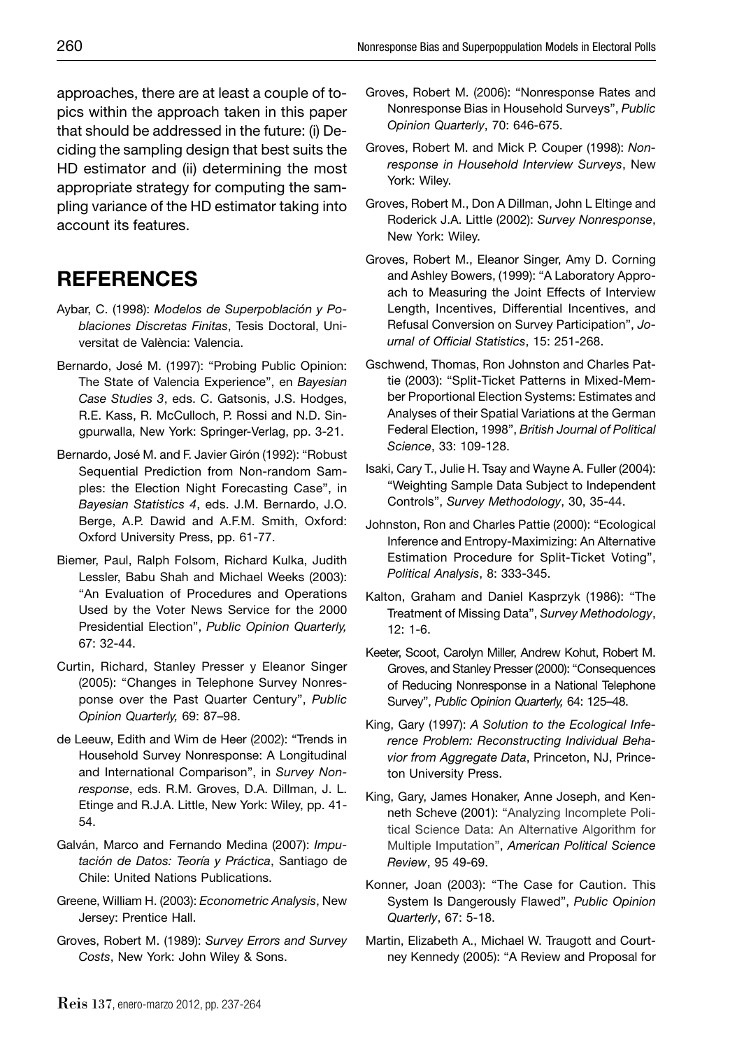approaches, there are at least a couple of topics within the approach taken in this paper that should be addressed in the future: (i) Deciding the sampling design that best suits the HD estimator and (ii) determining the most appropriate strategy for computing the sampling variance of the HD estimator taking into account its features.

## REFERENCES

Aybar, C. (1998): *Modelos de Superpoblación y Poblaciones Discretas Finitas*, Tesis Doctoral, Universitat de València: Valencia.

Bernardo, José M. (1997): "Probing Public Opinion: The State of Valencia Experience", en *Bayesian Case Studies 3*, eds. C. Gatsonis, J.S. Hodges, R.E. Kass, R. McCulloch, P. Rossi and N.D. Singpurwalla, New York: Springer-Verlag, pp. 3-21.

Bernardo, José M. and F. Javier Girón (1992): "Robust Sequential Prediction from Non-random Samples: the Election Night Forecasting Case", in *Bayesian Statistics 4*, eds. J.M. Bernardo, J.O. Berge, A.P. Dawid and A.F.M. Smith, Oxford: Oxford University Press, pp. 61-77.

Biemer, Paul, Ralph Folsom, Richard Kulka, Judith Lessler, Babu Shah and Michael Weeks (2003): "An Evaluation of Procedures and Operations Used by the Voter News Service for the 2000 Presidential Election", *Public Opinion Quarterly,* 67: 32-44.

Curtin, Richard, Stanley Presser y Eleanor Singer (2005): "Changes in Telephone Survey Nonresponse over the Past Quarter Century", *Public Opinion Quarterly,* 69: 87–98.

de Leeuw, Edith and Wim de Heer (2002): "Trends in Household Survey Nonresponse: A Longitudinal and International Comparison", in *Survey Nonresponse*, eds. R.M. Groves, D.A. Dillman, J. L. Etinge and R.J.A. Little, New York: Wiley, pp. 41-54.

Galván, Marco and Fernando Medina (2007): *Imputación de Datos: Teoría y Práctica*, Santiago de Chile: United Nations Publications.

Greene, William H. (2003): *Econometric Analysis*, New Jersey: Prentice Hall.

Groves, Robert M. (1989): *Survey Errors and Survey Costs*, New York: John Wiley & Sons.

Groves, Robert M. (2006): "Nonresponse Rates and Nonresponse Bias in Household Surveys", *Public Opinion Quarterly*, 70: 646-675.

Groves, Robert M. and Mick P. Couper (1998): *Nonresponse in Household Interview Surveys*, New York: Wiley.

Groves, Robert M., Don A Dillman, John L Eltinge and Roderick J.A. Little (2002): *Survey Nonresponse*, New York: Wiley.

Groves, Robert M., Eleanor Singer, Amy D. Corning and Ashley Bowers, (1999): "A Laboratory Approach to Measuring the Joint Effects of Interview Length, Incentives, Differential Incentives, and Refusal Conversion on Survey Participation", *Journal of Official Statistics*, 15: 251-268.

Gschwend, Thomas, Ron Johnston and Charles Pattie (2003): "Split-Ticket Patterns in Mixed-Member Proportional Election Systems: Estimates and Analyses of their Spatial Variations at the German Federal Election, 1998", *British Journal of Political Science*, 33: 109-128.

Isaki, Cary T., Julie H. Tsay and Wayne A. Fuller (2004): "Weighting Sample Data Subject to Independent Controls", *Survey Methodology*, 30, 35-44.

Johnston, Ron and Charles Pattie (2000): "Ecological Inference and Entropy-Maximizing: An Alternative Estimation Procedure for Split-Ticket Voting", *Political Analysis*, 8: 333-345.

Kalton, Graham and Daniel Kasprzyk (1986): "The Treatment of Missing Data", *Survey Methodology*, 12: 1-6.

Keeter, Scoot, Carolyn Miller, Andrew Kohut, Robert M. Groves, and Stanley Presser (2000): "Consequences of Reducing Nonresponse in a National Telephone Survey", *Public Opinion Quarterly,* 64: 125–48.

King, Gary (1997): *A Solution to the Ecological Inference Problem: Reconstructing Individual Behavior from Aggregate Data*, Princeton, NJ, Princeton University Press.

King, Gary, James Honaker, Anne Joseph, and Kenneth Scheve (2001): "Analyzing Incomplete Political Science Data: An Alternative Algorithm for Multiple Imputation", *American Political Science Review*, 95 49-69.

Konner, Joan (2003): "The Case for Caution. This System Is Dangerously Flawed", *Public Opinion Quarterly*, 67: 5-18.

Martin, Elizabeth A., Michael W. Traugott and Courtney Kennedy (2005): "A Review and Proposal for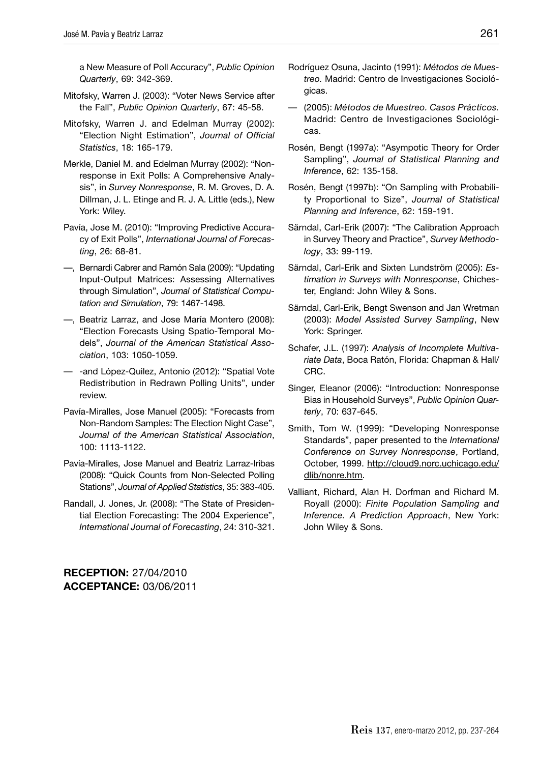a New Measure of Poll Accuracy", *Public Opinion Quarterly*, 69: 342-369.

Mitofsky, Warren J. (2003): "Voter News Service after the Fall", *Public Opinion Quarterly*, 67: 45-58.

Mitofsky, Warren J. and Edelman Murray (2002): "Election Night Estimation", *Journal of Official Statistics*, 18: 165-179.

Merkle, Daniel M. and Edelman Murray (2002): "Nonresponse in Exit Polls: A Comprehensive Analysis", in *Survey Nonresponse*, R. M. Groves, D. A. Dillman, J. L. Etinge and R. J. A. Little (eds.), New York: Wiley.

Pavía, Jose M. (2010): "Improving Predictive Accuracy of Exit Polls", *International Journal of Forecasting*, 26: 68-81.

—, Bernardi Cabrer and Ramón Sala (2009): "Updating Input-Output Matrices: Assessing Alternatives through Simulation", *Journal of Statistical Computation and Simulation*, 79: 1467-1498.

—, Beatriz Larraz, and Jose María Montero (2008): "Election Forecasts Using Spatio-Temporal Models", *Journal of the American Statistical Association*, 103: 1050-1059.

— -and López-Quilez, Antonio (2012): "Spatial Vote Redistribution in Redrawn Polling Units", under review.

Pavía-Miralles, Jose Manuel (2005): "Forecasts from Non-Random Samples: The Election Night Case", *Journal of the American Statistical Association*, 100: 1113-1122.

Pavía-Miralles, Jose Manuel and Beatriz Larraz-Iribas (2008): "Quick Counts from Non-Selected Polling Stations", *Journal of Applied Statistics*, 35: 383-405.

Randall, J. Jones, Jr. (2008): "The State of Presidential Election Forecasting: The 2004 Experience", *International Journal of Forecasting*, 24: 310-321.

Rodríguez Osuna, Jacinto (1991): *Métodos de Muestreo.* Madrid: Centro de Investigaciones Sociológicas.

— (2005): *Métodos de Muestreo. Casos Prácticos.* Madrid: Centro de Investigaciones Sociológicas.

Rosén, Bengt (1997a): "Asympotic Theory for Order Sampling", *Journal of Statistical Planning and Inference*, 62: 135-158.

Rosén, Bengt (1997b): "On Sampling with Probability Proportional to Size", *Journal of Statistical Planning and Inference*, 62: 159-191.

Särndal, Carl-Erik (2007): "The Calibration Approach in Survey Theory and Practice", *Survey Methodology*, 33: 99-119.

Särndal, Carl-Erik and Sixten Lundström (2005): *Estimation in Surveys with Nonresponse*, Chichester, England: John Wiley & Sons.

Särndal, Carl-Erik, Bengt Swenson and Jan Wretman (2003): *Model Assisted Survey Sampling*, New York: Springer.

Schafer, J.L. (1997): *Analysis of Incomplete Multivariate Data*, Boca Ratón, Florida: Chapman & Hall/CRC.

Singer, Eleanor (2006): "Introduction: Nonresponse Bias in Household Surveys", *Public Opinion Quarterly*, 70: 637-645.

Smith, Tom W. (1999): "Developing Nonresponse Standards", paper presented to the *International Conference on Survey Nonresponse*, Portland, October, 1999. http://cloud9.norc.uchicago.edu/dlib/nonre.htm.

Valliant, Richard, Alan H. Dorfman and Richard M. Royall (2000): *Finite Population Sampling and Inference. A Prediction Approach*, New York: John Wiley & Sons.

**RECEPTION:** 27/04/2010
**ACCEPTANCE:** 03/06/2011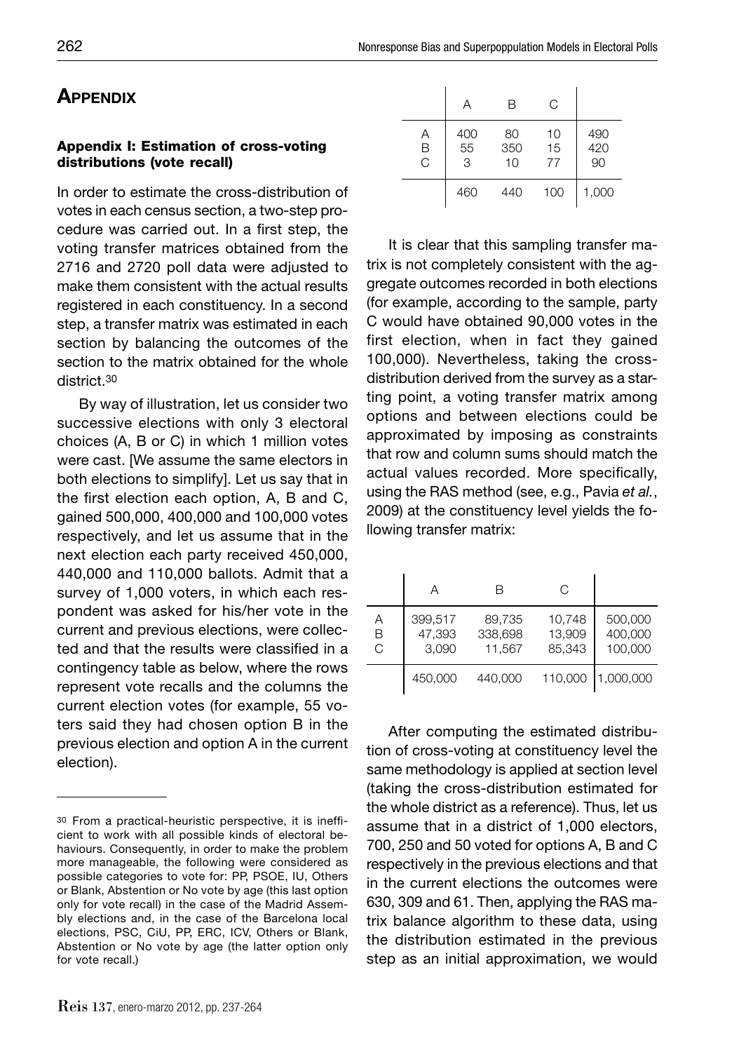## Appendix

### Appendix I: Estimation of cross-voting distributions (vote recall)

In order to estimate the cross-distribution of votes in each census section, a two-step procedure was carried out. In a first step, the voting transfer matrices obtained from the 2716 and 2720 poll data were adjusted to make them consistent with the actual results registered in each constituency. In a second step, a transfer matrix was estimated in each section by balancing the outcomes of the section to the matrix obtained for the whole district.[30]

By way of illustration, let us consider two successive elections with only 3 electoral choices (A, B or C) in which 1 million votes were cast. [We assume the same electors in both elections to simplify]. Let us say that in the first election each option, A, B and C, gained 500,000, 400,000 and 100,000 votes respectively, and let us assume that in the next election each party received 450,000, 440,000 and 110,000 ballots. Admit that a survey of 1,000 voters, in which each respondent was asked for his/her vote in the current and previous elections, were collected and that the results were classified in a contingency table as below, where the rows represent vote recalls and the columns the current election votes (for example, 55 voters said they had chosen option B in the previous election and option A in the current election).

|  | A | B | C |  |
|---|---|---|---|---|
| A | 400 | 80 | 10 | 490 |
| B | 55 | 350 | 15 | 420 |
| C | 3 | 10 | 77 | 90 |
|  | 460 | 440 | 100 | 1,000 |

It is clear that this sampling transfer matrix is not completely consistent with the aggregate outcomes recorded in both elections (for example, according to the sample, party C would have obtained 90,000 votes in the first election, when in fact they gained 100,000). Nevertheless, taking the cross-distribution derived from the survey as a starting point, a voting transfer matrix among options and between elections could be approximated by imposing as constraints that row and column sums should match the actual values recorded. More specifically, using the RAS method (see, e.g., Pavia *et al.*, 2009) at the constituency level yields the following transfer matrix:

|  | A | B | C |  |
|---|---|---|---|---|
| A | 399,517 | 89,735 | 10,748 | 500,000 |
| B | 47,393 | 338,698 | 13,909 | 400,000 |
| C | 3,090 | 11,567 | 85,343 | 100,000 |
|  | 450,000 | 440,000 | 110,000 | 1,000,000 |

After computing the estimated distribution of cross-voting at constituency level the same methodology is applied at section level (taking the cross-distribution estimated for the whole district as a reference). Thus, let us assume that in a district of 1,000 electors, 700, 250 and 50 voted for options A, B and C respectively in the previous elections and that in the current elections the outcomes were 630, 309 and 61. Then, applying the RAS matrix balance algorithm to these data, using the distribution estimated in the previous step as an initial approximation, we would

---

[30] From a practical-heuristic perspective, it is inefficient to work with all possible kinds of electoral behaviours. Consequently, in order to make the problem more manageable, the following were considered as possible categories to vote for: PP, PSOE, IU, Others or Blank, Abstention or No vote by age (this last option only for vote recall) in the case of the Madrid Assembly elections and, in the case of the Barcelona local elections, PSC, CiU, PP, ERC, ICV, Others or Blank, Abstention or No vote by age (the latter option only for vote recall.)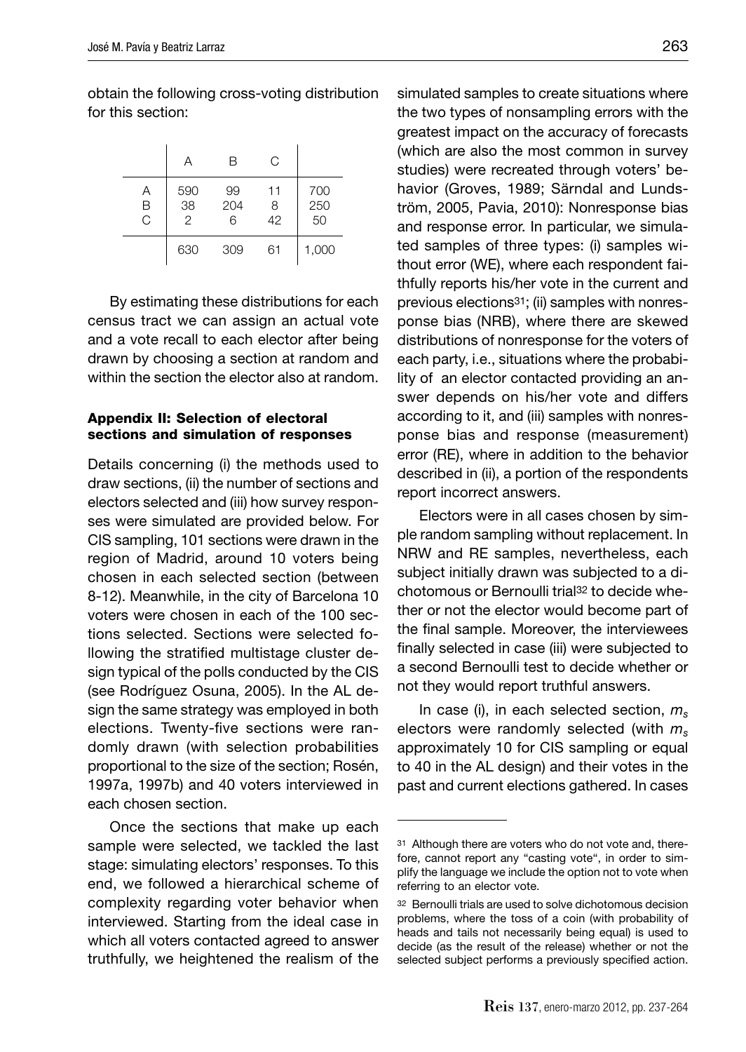obtain the following cross-voting distribution for this section:

| | A | B | C | |
|---|---|---|---|---|
| A | 590 | 99 | 11 | 700 |
| B | 38 | 204 | 8 | 250 |
| C | 2 | 6 | 42 | 50 |
| | 630 | 309 | 61 | 1,000 |

By estimating these distributions for each census tract we can assign an actual vote and a vote recall to each elector after being drawn by choosing a section at random and within the section the elector also at random.

### Appendix II: Selection of electoral sections and simulation of responses

Details concerning (i) the methods used to draw sections, (ii) the number of sections and electors selected and (iii) how survey responses were simulated are provided below. For CIS sampling, 101 sections were drawn in the region of Madrid, around 10 voters being chosen in each selected section (between 8-12). Meanwhile, in the city of Barcelona 10 voters were chosen in each of the 100 sections selected. Sections were selected following the stratified multistage cluster design typical of the polls conducted by the CIS (see Rodríguez Osuna, 2005). In the AL design the same strategy was employed in both elections. Twenty-five sections were randomly drawn (with selection probabilities proportional to the size of the section; Rosén, 1997a, 1997b) and 40 voters interviewed in each chosen section.

Once the sections that make up each sample were selected, we tackled the last stage: simulating electors' responses. To this end, we followed a hierarchical scheme of complexity regarding voter behavior when interviewed. Starting from the ideal case in which all voters contacted agreed to answer truthfully, we heightened the realism of the simulated samples to create situations where the two types of nonsampling errors with the greatest impact on the accuracy of forecasts (which are also the most common in survey studies) were recreated through voters' behavior (Groves, 1989; Särndal and Lundström, 2005, Pavia, 2010): Nonresponse bias and response error. In particular, we simulated samples of three types: (i) samples without error (WE), where each respondent faithfully reports his/her vote in the current and previous elections[31]; (ii) samples with nonresponse bias (NRB), where there are skewed distributions of nonresponse for the voters of each party, i.e., situations where the probability of an elector contacted providing an answer depends on his/her vote and differs according to it, and (iii) samples with nonresponse bias and response (measurement) error (RE), where in addition to the behavior described in (ii), a portion of the respondents report incorrect answers.

Electors were in all cases chosen by simple random sampling without replacement. In NRW and RE samples, nevertheless, each subject initially drawn was subjected to a dichotomous or Bernoulli trial[32] to decide whether or not the elector would become part of the final sample. Moreover, the interviewees finally selected in case (iii) were subjected to a second Bernoulli test to decide whether or not they would report truthful answers.

In case (i), in each selected section, $m_s$ electors were randomly selected (with $m_s$ approximately 10 for CIS sampling or equal to 40 in the AL design) and their votes in the past and current elections gathered. In cases

[31] Although there are voters who do not vote and, therefore, cannot report any "casting vote", in order to simplify the language we include the option not to vote when referring to an elector vote.

[32] Bernoulli trials are used to solve dichotomous decision problems, where the toss of a coin (with probability of heads and tails not necessarily being equal) is used to decide (as the result of the release) whether or not the selected subject performs a previously specified action.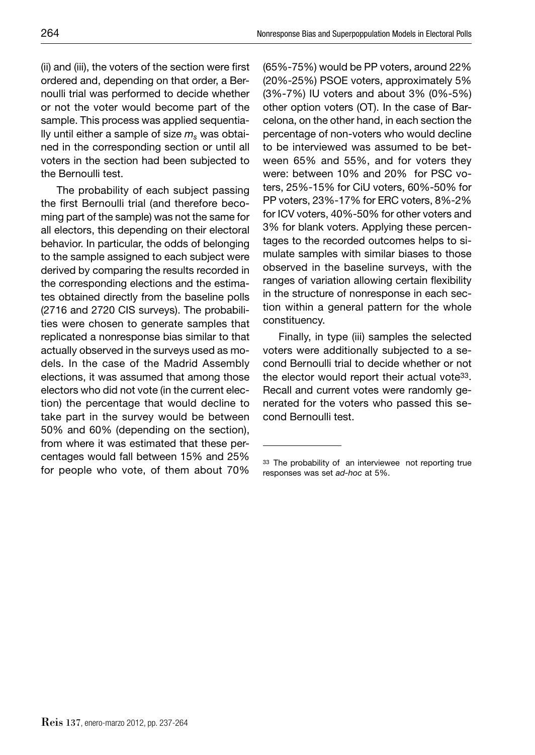(ii) and (iii), the voters of the section were first ordered and, depending on that order, a Bernoulli trial was performed to decide whether or not the voter would become part of the sample. This process was applied sequentially until either a sample of size $m_s$ was obtained in the corresponding section or until all voters in the section had been subjected to the Bernoulli test.

The probability of each subject passing the first Bernoulli trial (and therefore becoming part of the sample) was not the same for all electors, this depending on their electoral behavior. In particular, the odds of belonging to the sample assigned to each subject were derived by comparing the results recorded in the corresponding elections and the estimates obtained directly from the baseline polls (2716 and 2720 CIS surveys). The probabilities were chosen to generate samples that replicated a nonresponse bias similar to that actually observed in the surveys used as models. In the case of the Madrid Assembly elections, it was assumed that among those electors who did not vote (in the current election) the percentage that would decline to take part in the survey would be between 50% and 60% (depending on the section), from where it was estimated that these percentages would fall between 15% and 25% for people who vote, of them about 70% (65%-75%) would be PP voters, around 22% (20%-25%) PSOE voters, approximately 5% (3%-7%) IU voters and about 3% (0%-5%) other option voters (OT). In the case of Barcelona, on the other hand, in each section the percentage of non-voters who would decline to be interviewed was assumed to be between 65% and 55%, and for voters they were: between 10% and 20% for PSC voters, 25%-15% for CiU voters, 60%-50% for PP voters, 23%-17% for ERC voters, 8%-2% for ICV voters, 40%-50% for other voters and 3% for blank voters. Applying these percentages to the recorded outcomes helps to simulate samples with similar biases to those observed in the baseline surveys, with the ranges of variation allowing certain flexibility in the structure of nonresponse in each section within a general pattern for the whole constituency.

Finally, in type (iii) samples the selected voters were additionally subjected to a second Bernoulli trial to decide whether or not the elector would report their actual vote[33]. Recall and current votes were randomly generated for the voters who passed this second Bernoulli test.

---

[33] The probability of an interviewee not reporting true responses was set *ad-hoc* at 5%.